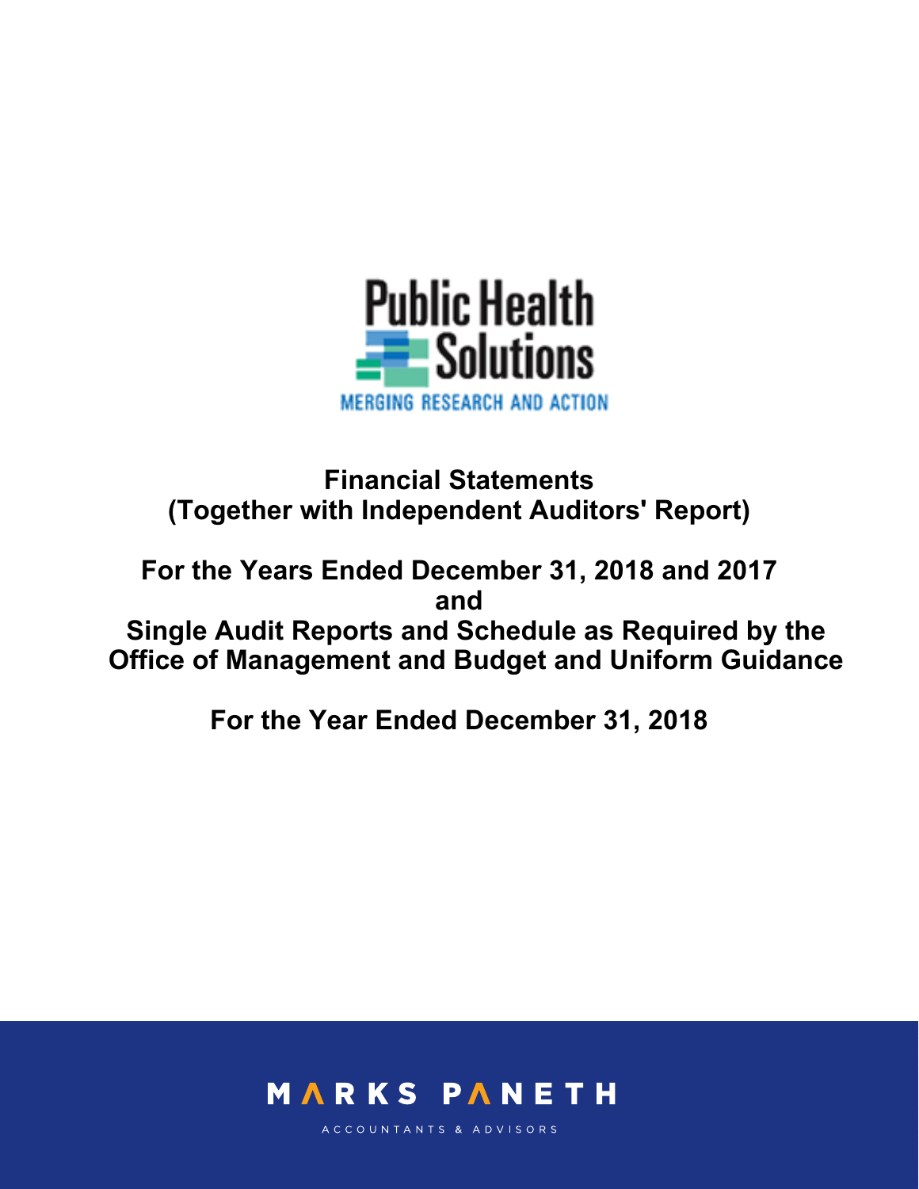Public Health Solutions

MERGING RESEARCH AND ACTION

# Financial Statements
## (Together with Independent Auditors' Report)

## For the Years Ended December 31, 2018 and 2017
## and
## Single Audit Reports and Schedule as Required by the Office of Management and Budget and Uniform Guidance

## For the Year Ended December 31, 2018

MARKS PANETH

ACCOUNTANTS & ADVISORS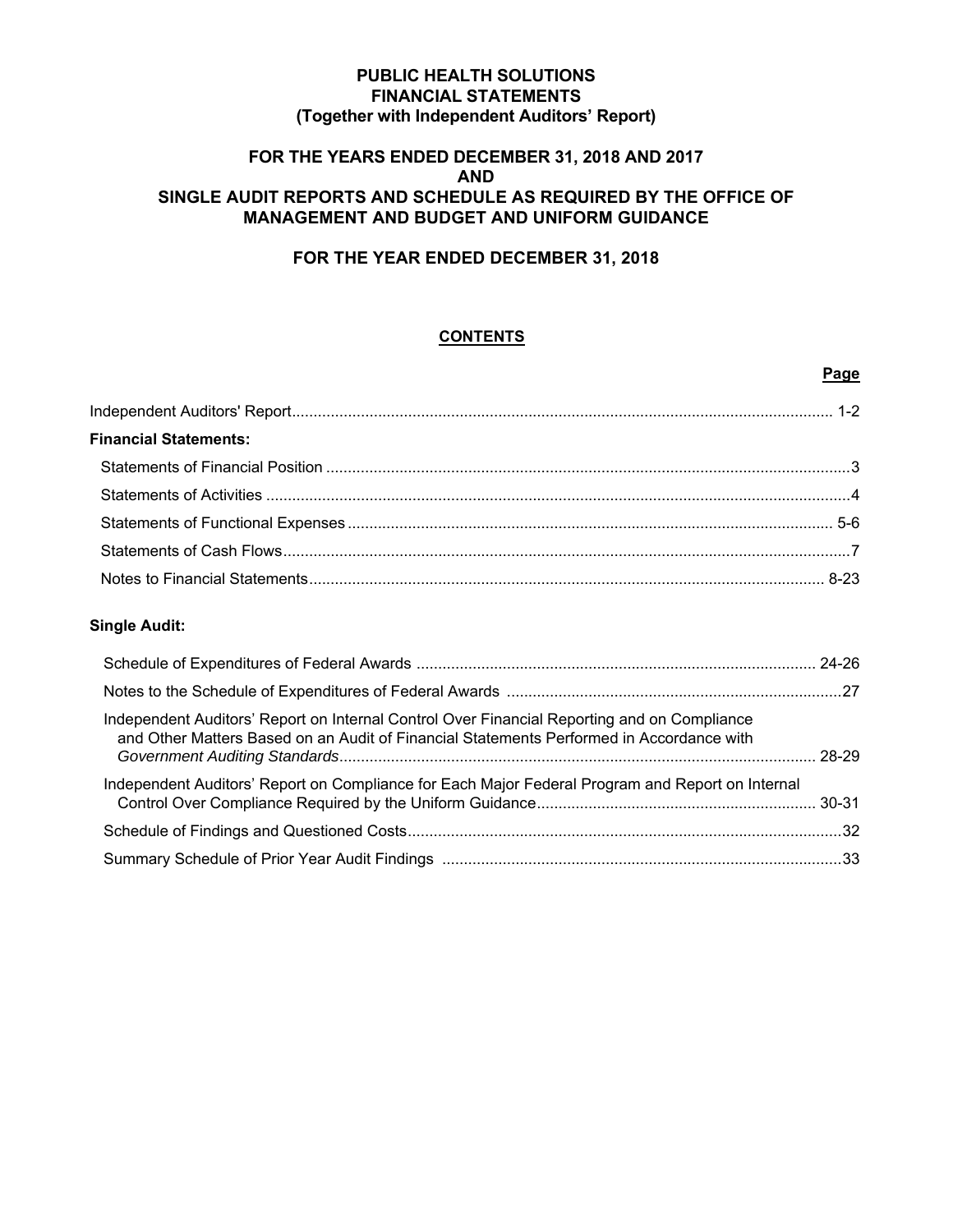# PUBLIC HEALTH SOLUTIONS
## FINANCIAL STATEMENTS
### (Together with Independent Auditors' Report)

## FOR THE YEARS ENDED DECEMBER 31, 2018 AND 2017
## AND
## SINGLE AUDIT REPORTS AND SCHEDULE AS REQUIRED BY THE OFFICE OF MANAGEMENT AND BUDGET AND UNIFORM GUIDANCE

## FOR THE YEAR ENDED DECEMBER 31, 2018

### CONTENTS

| | Page |
|---|---|
| Independent Auditors' Report | 1-2 |
| **Financial Statements:** | |
| Statements of Financial Position | 3 |
| Statements of Activities | 4 |
| Statements of Functional Expenses | 5-6 |
| Statements of Cash Flows | 7 |
| Notes to Financial Statements | 8-23 |
| **Single Audit:** | |
| Schedule of Expenditures of Federal Awards | 24-26 |
| Notes to the Schedule of Expenditures of Federal Awards | 27 |
| Independent Auditors' Report on Internal Control Over Financial Reporting and on Compliance and Other Matters Based on an Audit of Financial Statements Performed in Accordance with *Government Auditing Standards* | 28-29 |
| Independent Auditors' Report on Compliance for Each Major Federal Program and Report on Internal Control Over Compliance Required by the Uniform Guidance | 30-31 |
| Schedule of Findings and Questioned Costs | 32 |
| Summary Schedule of Prior Year Audit Findings | 33 |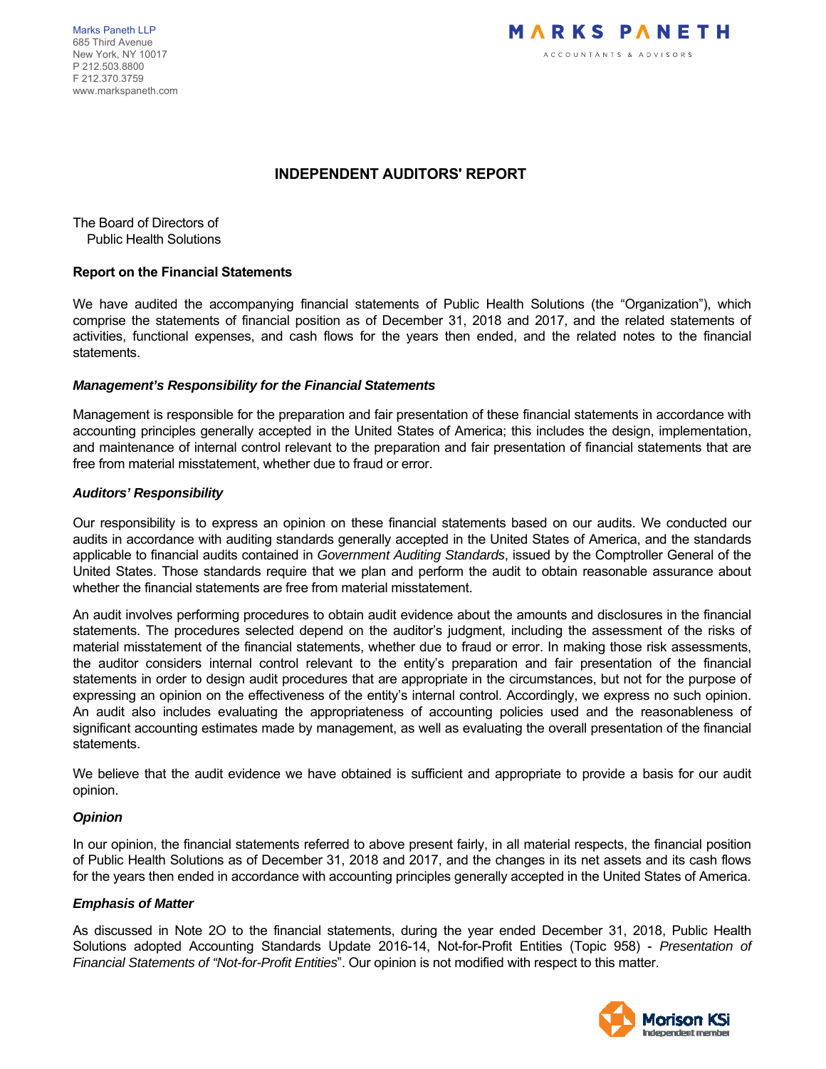Marks Paneth LLP
685 Third Avenue
New York, NY 10017
P 212.503.8800
F 212.370.3759
www.markspaneth.com

MARKS PANETH
ACCOUNTANTS & ADVISORS

# INDEPENDENT AUDITORS' REPORT

The Board of Directors of
Public Health Solutions

## Report on the Financial Statements

We have audited the accompanying financial statements of Public Health Solutions (the "Organization"), which comprise the statements of financial position as of December 31, 2018 and 2017, and the related statements of activities, functional expenses, and cash flows for the years then ended, and the related notes to the financial statements.

### *Management's Responsibility for the Financial Statements*

Management is responsible for the preparation and fair presentation of these financial statements in accordance with accounting principles generally accepted in the United States of America; this includes the design, implementation, and maintenance of internal control relevant to the preparation and fair presentation of financial statements that are free from material misstatement, whether due to fraud or error.

### *Auditors' Responsibility*

Our responsibility is to express an opinion on these financial statements based on our audits. We conducted our audits in accordance with auditing standards generally accepted in the United States of America, and the standards applicable to financial audits contained in *Government Auditing Standards*, issued by the Comptroller General of the United States. Those standards require that we plan and perform the audit to obtain reasonable assurance about whether the financial statements are free from material misstatement.

An audit involves performing procedures to obtain audit evidence about the amounts and disclosures in the financial statements. The procedures selected depend on the auditor's judgment, including the assessment of the risks of material misstatement of the financial statements, whether due to fraud or error. In making those risk assessments, the auditor considers internal control relevant to the entity's preparation and fair presentation of the financial statements in order to design audit procedures that are appropriate in the circumstances, but not for the purpose of expressing an opinion on the effectiveness of the entity's internal control. Accordingly, we express no such opinion. An audit also includes evaluating the appropriateness of accounting policies used and the reasonableness of significant accounting estimates made by management, as well as evaluating the overall presentation of the financial statements.

We believe that the audit evidence we have obtained is sufficient and appropriate to provide a basis for our audit opinion.

### *Opinion*

In our opinion, the financial statements referred to above present fairly, in all material respects, the financial position of Public Health Solutions as of December 31, 2018 and 2017, and the changes in its net assets and its cash flows for the years then ended in accordance with accounting principles generally accepted in the United States of America.

### *Emphasis of Matter*

As discussed in Note 2O to the financial statements, during the year ended December 31, 2018, Public Health Solutions adopted Accounting Standards Update 2016-14, Not-for-Profit Entities (Topic 958) - *Presentation of Financial Statements of "Not-for-Profit Entities*". Our opinion is not modified with respect to this matter.

Morison KSi
Independent member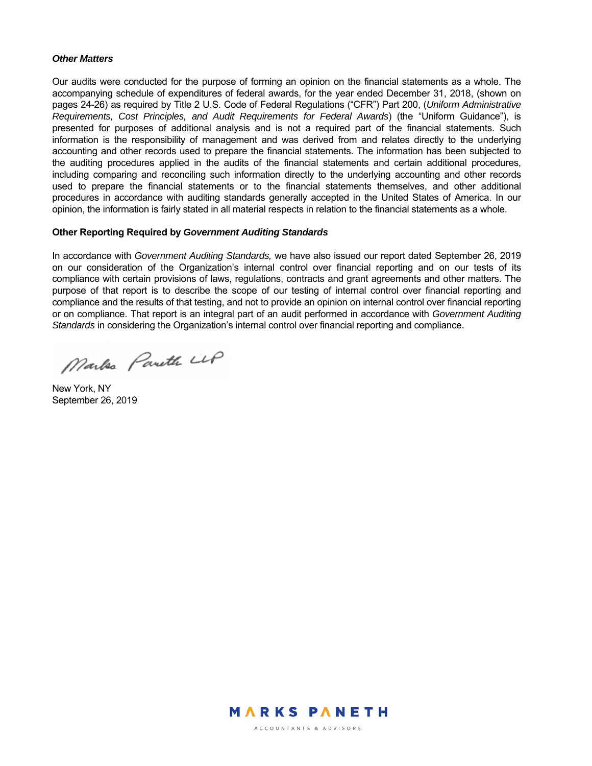### *Other Matters*

Our audits were conducted for the purpose of forming an opinion on the financial statements as a whole. The accompanying schedule of expenditures of federal awards, for the year ended December 31, 2018, (shown on pages 24-26) as required by Title 2 U.S. Code of Federal Regulations ("CFR") Part 200, (*Uniform Administrative Requirements, Cost Principles, and Audit Requirements for Federal Awards*) (the "Uniform Guidance"), is presented for purposes of additional analysis and is not a required part of the financial statements. Such information is the responsibility of management and was derived from and relates directly to the underlying accounting and other records used to prepare the financial statements. The information has been subjected to the auditing procedures applied in the audits of the financial statements and certain additional procedures, including comparing and reconciling such information directly to the underlying accounting and other records used to prepare the financial statements or to the financial statements themselves, and other additional procedures in accordance with auditing standards generally accepted in the United States of America. In our opinion, the information is fairly stated in all material respects in relation to the financial statements as a whole.

### Other Reporting Required by *Government Auditing Standards*

In accordance with *Government Auditing Standards,* we have also issued our report dated September 26, 2019 on our consideration of the Organization's internal control over financial reporting and on our tests of its compliance with certain provisions of laws, regulations, contracts and grant agreements and other matters. The purpose of that report is to describe the scope of our testing of internal control over financial reporting and compliance and the results of that testing, and not to provide an opinion on internal control over financial reporting or on compliance. That report is an integral part of an audit performed in accordance with *Government Auditing Standards* in considering the Organization's internal control over financial reporting and compliance.

Marks Paneth LLP

New York, NY
September 26, 2019

MARKS PANETH
ACCOUNTANTS & ADVISORS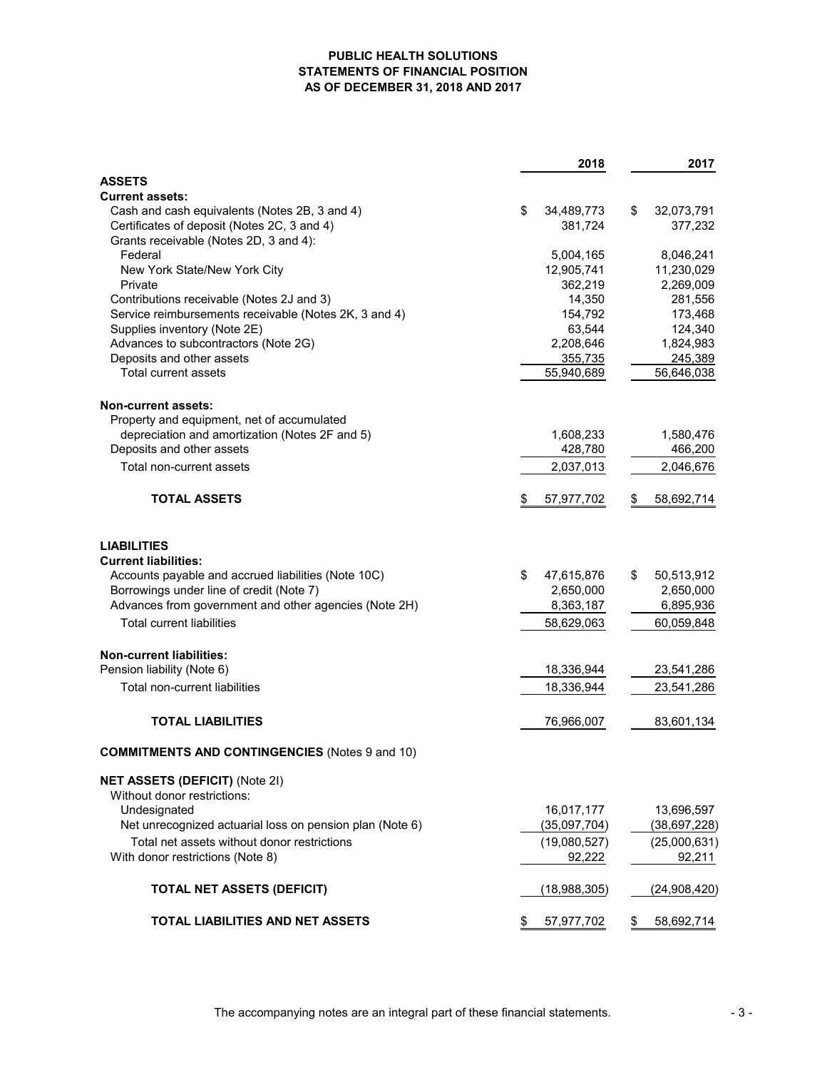# PUBLIC HEALTH SOLUTIONS
## STATEMENTS OF FINANCIAL POSITION
## AS OF DECEMBER 31, 2018 AND 2017

| | 2018 | 2017 |
|---|---|---|
| **ASSETS** | | |
| **Current assets:** | | |
| Cash and cash equivalents (Notes 2B, 3 and 4) | $ 34,489,773 | $ 32,073,791 |
| Certificates of deposit (Notes 2C, 3 and 4) | 381,724 | 377,232 |
| Grants receivable (Notes 2D, 3 and 4): | | |
| Federal | 5,004,165 | 8,046,241 |
| New York State/New York City | 12,905,741 | 11,230,029 |
| Private | 362,219 | 2,269,009 |
| Contributions receivable (Notes 2J and 3) | 14,350 | 281,556 |
| Service reimbursements receivable (Notes 2K, 3 and 4) | 154,792 | 173,468 |
| Supplies inventory (Note 2E) | 63,544 | 124,340 |
| Advances to subcontractors (Note 2G) | 2,208,646 | 1,824,983 |
| Deposits and other assets | 355,735 | 245,389 |
| Total current assets | 55,940,689 | 56,646,038 |
| **Non-current assets:** | | |
| Property and equipment, net of accumulated depreciation and amortization (Notes 2F and 5) | 1,608,233 | 1,580,476 |
| Deposits and other assets | 428,780 | 466,200 |
| Total non-current assets | 2,037,013 | 2,046,676 |
| **TOTAL ASSETS** | $ 57,977,702 | $ 58,692,714 |
| **LIABILITIES** | | |
| **Current liabilities:** | | |
| Accounts payable and accrued liabilities (Note 10C) | $ 47,615,876 | $ 50,513,912 |
| Borrowings under line of credit (Note 7) | 2,650,000 | 2,650,000 |
| Advances from government and other agencies (Note 2H) | 8,363,187 | 6,895,936 |
| Total current liabilities | 58,629,063 | 60,059,848 |
| **Non-current liabilities:** | | |
| Pension liability (Note 6) | 18,336,944 | 23,541,286 |
| Total non-current liabilities | 18,336,944 | 23,541,286 |
| **TOTAL LIABILITIES** | 76,966,007 | 83,601,134 |
| **COMMITMENTS AND CONTINGENCIES** (Notes 9 and 10) | | |
| **NET ASSETS (DEFICIT)** (Note 2I) | | |
| Without donor restrictions: | | |
| Undesignated | 16,017,177 | 13,696,597 |
| Net unrecognized actuarial loss on pension plan (Note 6) | (35,097,704) | (38,697,228) |
| Total net assets without donor restrictions | (19,080,527) | (25,000,631) |
| With donor restrictions (Note 8) | 92,222 | 92,211 |
| **TOTAL NET ASSETS (DEFICIT)** | (18,988,305) | (24,908,420) |
| **TOTAL LIABILITIES AND NET ASSETS** | $ 57,977,702 | $ 58,692,714 |

The accompanying notes are an integral part of these financial statements.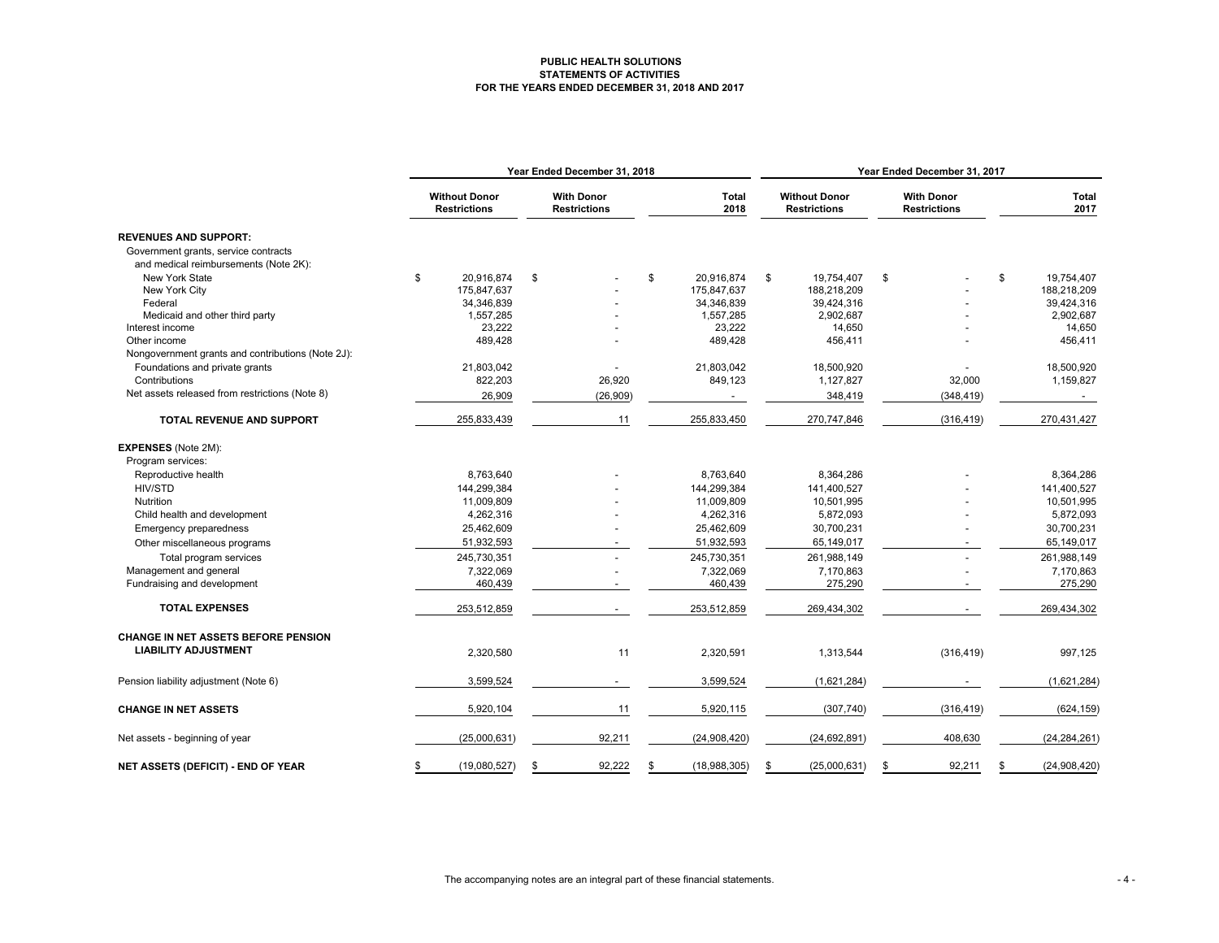**PUBLIC HEALTH SOLUTIONS**
**STATEMENTS OF ACTIVITIES**
**FOR THE YEARS ENDED DECEMBER 31, 2018 AND 2017**

| | Year Ended December 31, 2018 | | | Year Ended December 31, 2017 | | |
|---|---|---|---|---|---|---|
| | Without Donor Restrictions | With Donor Restrictions | Total 2018 | Without Donor Restrictions | With Donor Restrictions | Total 2017 |
| **REVENUES AND SUPPORT:** | | | | | | |
| Government grants, service contracts and medical reimbursements (Note 2K): | | | | | | |
| New York State | $ 20,916,874 | $ - | $ 20,916,874 | $ 19,754,407 | $ - | $ 19,754,407 |
| New York City | 175,847,637 | - | 175,847,637 | 188,218,209 | - | 188,218,209 |
| Federal | 34,346,839 | - | 34,346,839 | 39,424,316 | - | 39,424,316 |
| Medicaid and other third party | 1,557,285 | - | 1,557,285 | 2,902,687 | - | 2,902,687 |
| Interest income | 23,222 | - | 23,222 | 14,650 | - | 14,650 |
| Other income | 489,428 | - | 489,428 | 456,411 | - | 456,411 |
| Nongovernment grants and contributions (Note 2J): | | | | | | |
| Foundations and private grants | 21,803,042 | - | 21,803,042 | 18,500,920 | - | 18,500,920 |
| Contributions | 822,203 | 26,920 | 849,123 | 1,127,827 | 32,000 | 1,159,827 |
| Net assets released from restrictions (Note 8) | 26,909 | (26,909) | - | 348,419 | (348,419) | - |
| **TOTAL REVENUE AND SUPPORT** | 255,833,439 | 11 | 255,833,450 | 270,747,846 | (316,419) | 270,431,427 |
| **EXPENSES** (Note 2M): | | | | | | |
| Program services: | | | | | | |
| Reproductive health | 8,763,640 | - | 8,763,640 | 8,364,286 | - | 8,364,286 |
| HIV/STD | 144,299,384 | - | 144,299,384 | 141,400,527 | - | 141,400,527 |
| Nutrition | 11,009,809 | - | 11,009,809 | 10,501,995 | - | 10,501,995 |
| Child health and development | 4,262,316 | - | 4,262,316 | 5,872,093 | - | 5,872,093 |
| Emergency preparedness | 25,462,609 | - | 25,462,609 | 30,700,231 | - | 30,700,231 |
| Other miscellaneous programs | 51,932,593 | - | 51,932,593 | 65,149,017 | - | 65,149,017 |
| Total program services | 245,730,351 | - | 245,730,351 | 261,988,149 | - | 261,988,149 |
| Management and general | 7,322,069 | - | 7,322,069 | 7,170,863 | - | 7,170,863 |
| Fundraising and development | 460,439 | - | 460,439 | 275,290 | - | 275,290 |
| **TOTAL EXPENSES** | 253,512,859 | - | 253,512,859 | 269,434,302 | - | 269,434,302 |
| **CHANGE IN NET ASSETS BEFORE PENSION LIABILITY ADJUSTMENT** | 2,320,580 | 11 | 2,320,591 | 1,313,544 | (316,419) | 997,125 |
| Pension liability adjustment (Note 6) | 3,599,524 | - | 3,599,524 | (1,621,284) | - | (1,621,284) |
| **CHANGE IN NET ASSETS** | 5,920,104 | 11 | 5,920,115 | (307,740) | (316,419) | (624,159) |
| Net assets - beginning of year | (25,000,631) | 92,211 | (24,908,420) | (24,692,891) | 408,630 | (24,284,261) |
| **NET ASSETS (DEFICIT) - END OF YEAR** | $ (19,080,527) | $ 92,222 | $ (18,988,305) | $ (25,000,631) | $ 92,211 | $ (24,908,420) |

The accompanying notes are an integral part of these financial statements.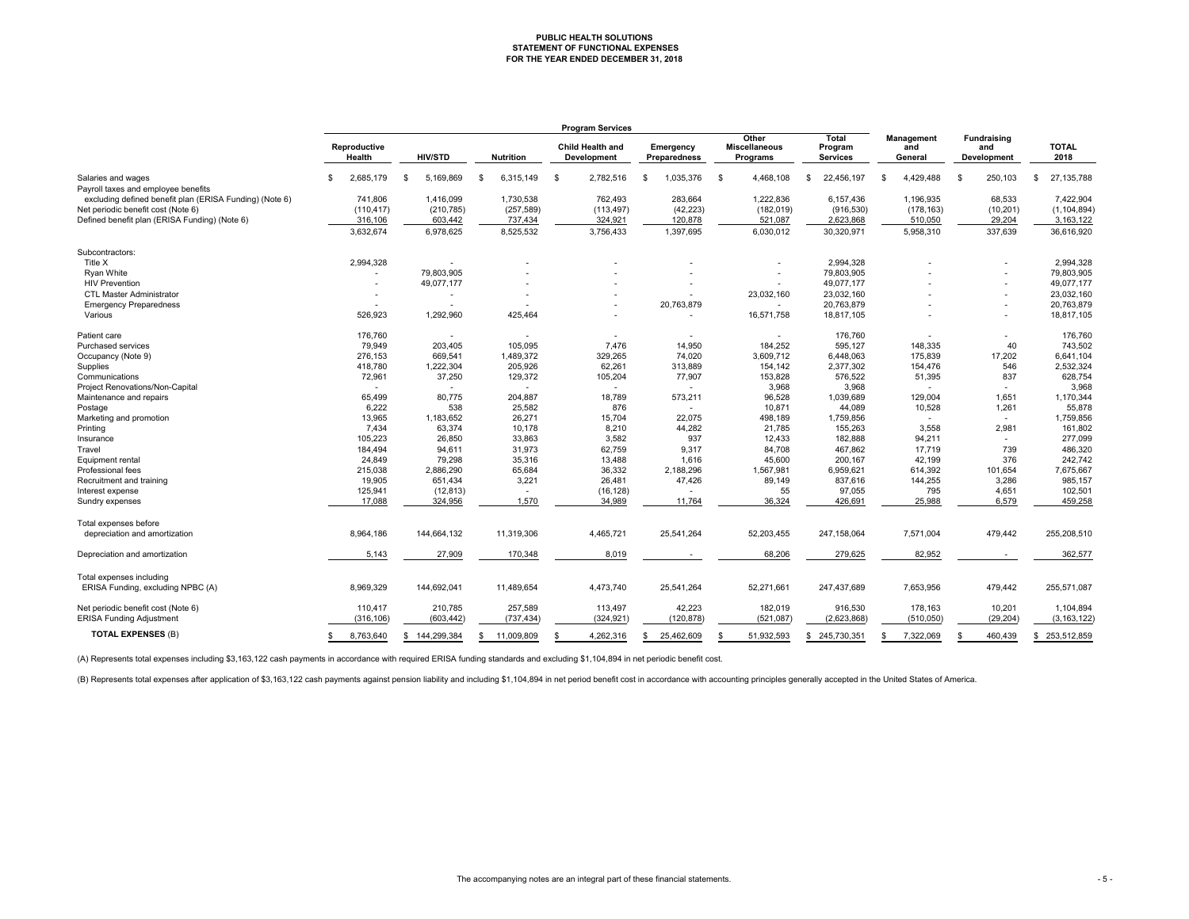# PUBLIC HEALTH SOLUTIONS
## STATEMENT OF FUNCTIONAL EXPENSES
## FOR THE YEAR ENDED DECEMBER 31, 2018

| | Program Services | | | | | | | | | |
|---|---|---|---|---|---|---|---|---|---|---|
| | Reproductive Health | HIV/STD | Nutrition | Child Health and Development | Emergency Preparedness | Other Miscellaneous Programs | Total Program Services | Management and General | Fundraising and Development | TOTAL 2018 |
| Salaries and wages | $ 2,685,179 | $ 5,169,869 | $ 6,315,149 | $ 2,782,516 | $ 1,035,376 | $ 4,468,108 | $ 22,456,197 | $ 4,429,488 | $ 250,103 | $ 27,135,788 |
| Payroll taxes and employee benefits excluding defined benefit plan (ERISA Funding) (Note 6) | 741,806 | 1,416,099 | 1,730,538 | 762,493 | 283,664 | 1,222,836 | 6,157,436 | 1,196,935 | 68,533 | 7,422,904 |
| Net periodic benefit cost (Note 6) | (110,417) | (210,785) | (257,589) | (113,497) | (42,223) | (182,019) | (916,530) | (178,163) | (10,201) | (1,104,894) |
| Defined benefit plan (ERISA Funding) (Note 6) | 316,106 | 603,442 | 737,434 | 324,921 | 120,878 | 521,087 | 2,623,868 | 510,050 | 29,204 | 3,163,122 |
| | 3,632,674 | 6,978,625 | 8,525,532 | 3,756,433 | 1,397,695 | 6,030,012 | 30,320,971 | 5,958,310 | 337,639 | 36,616,920 |
| Subcontractors: | | | | | | | | | | |
| Title X | 2,994,328 | - | - | - | - | - | 2,994,328 | - | - | 2,994,328 |
| Ryan White | - | 79,803,905 | - | - | - | - | 79,803,905 | - | - | 79,803,905 |
| HIV Prevention | - | 49,077,177 | - | - | - | - | 49,077,177 | - | - | 49,077,177 |
| CTL Master Administrator | - | - | - | - | - | 23,032,160 | 23,032,160 | - | - | 23,032,160 |
| Emergency Preparedness | - | - | - | - | 20,763,879 | - | 20,763,879 | - | - | 20,763,879 |
| Various | 526,923 | 1,292,960 | 425,464 | - | - | 16,571,758 | 18,817,105 | - | - | 18,817,105 |
| Patient care | 176,760 | - | - | - | - | - | 176,760 | - | - | 176,760 |
| Purchased services | 79,949 | 203,405 | 105,095 | 7,476 | 14,950 | 184,252 | 595,127 | 148,335 | 40 | 743,502 |
| Occupancy (Note 9) | 276,153 | 669,541 | 1,489,372 | 329,265 | 74,020 | 3,609,712 | 6,448,063 | 175,839 | 17,202 | 6,641,104 |
| Supplies | 418,780 | 1,222,304 | 205,926 | 62,261 | 313,889 | 154,142 | 2,377,302 | 154,476 | 546 | 2,532,324 |
| Communications | 72,961 | 37,250 | 129,372 | 105,204 | 77,907 | 153,828 | 576,522 | 51,395 | 837 | 628,754 |
| Project Renovations/Non-Capital | - | - | - | - | - | 3,968 | 3,968 | - | - | 3,968 |
| Maintenance and repairs | 65,499 | 80,775 | 204,887 | 18,789 | 573,211 | 96,528 | 1,039,689 | 129,004 | 1,651 | 1,170,344 |
| Postage | 6,222 | 538 | 25,582 | 876 | - | 10,871 | 44,089 | 10,528 | 1,261 | 55,878 |
| Marketing and promotion | 13,965 | 1,183,652 | 26,271 | 15,704 | 22,075 | 498,189 | 1,759,856 | - | - | 1,759,856 |
| Printing | 7,434 | 63,374 | 10,178 | 8,210 | 44,282 | 21,785 | 155,263 | 3,558 | 2,981 | 161,802 |
| Insurance | 105,223 | 26,850 | 33,863 | 3,582 | 937 | 12,433 | 182,888 | 94,211 | - | 277,099 |
| Travel | 184,494 | 94,611 | 31,973 | 62,759 | 9,317 | 84,708 | 467,862 | 17,719 | 739 | 486,320 |
| Equipment rental | 24,849 | 79,298 | 35,316 | 13,488 | 1,616 | 45,600 | 200,167 | 42,199 | 376 | 242,742 |
| Professional fees | 215,038 | 2,886,290 | 65,684 | 36,332 | 2,188,296 | 1,567,981 | 6,959,621 | 614,392 | 101,654 | 7,675,667 |
| Recruitment and training | 19,905 | 651,434 | 3,221 | 26,481 | 47,426 | 89,149 | 837,616 | 144,255 | 3,286 | 985,157 |
| Interest expense | 125,941 | (12,813) | - | (16,128) | - | 55 | 97,055 | 795 | 4,651 | 102,501 |
| Sundry expenses | 17,088 | 324,956 | 1,570 | 34,989 | 11,764 | 36,324 | 426,691 | 25,988 | 6,579 | 459,258 |
| Total expenses before depreciation and amortization | 8,964,186 | 144,664,132 | 11,319,306 | 4,465,721 | 25,541,264 | 52,203,455 | 247,158,064 | 7,571,004 | 479,442 | 255,208,510 |
| Depreciation and amortization | 5,143 | 27,909 | 170,348 | 8,019 | - | 68,206 | 279,625 | 82,952 | - | 362,577 |
| Total expenses including ERISA Funding, excluding NPBC (A) | 8,969,329 | 144,692,041 | 11,489,654 | 4,473,740 | 25,541,264 | 52,271,661 | 247,437,689 | 7,653,956 | 479,442 | 255,571,087 |
| Net periodic benefit cost (Note 6) | 110,417 | 210,785 | 257,589 | 113,497 | 42,223 | 182,019 | 916,530 | 178,163 | 10,201 | 1,104,894 |
| ERISA Funding Adjustment | (316,106) | (603,442) | (737,434) | (324,921) | (120,878) | (521,087) | (2,623,868) | (510,050) | (29,204) | (3,163,122) |
| **TOTAL EXPENSES** (B) | $ 8,763,640 | $ 144,299,384 | $ 11,009,809 | $ 4,262,316 | $ 25,462,609 | $ 51,932,593 | $ 245,730,351 | $ 7,322,069 | $ 460,439 | $ 253,512,859 |

(A) Represents total expenses including $3,163,122 cash payments in accordance with required ERISA funding standards and excluding $1,104,894 in net periodic benefit cost.

(B) Represents total expenses after application of $3,163,122 cash payments against pension liability and including $1,104,894 in net period benefit cost in accordance with accounting principles generally accepted in the United States of America.

The accompanying notes are an integral part of these financial statements.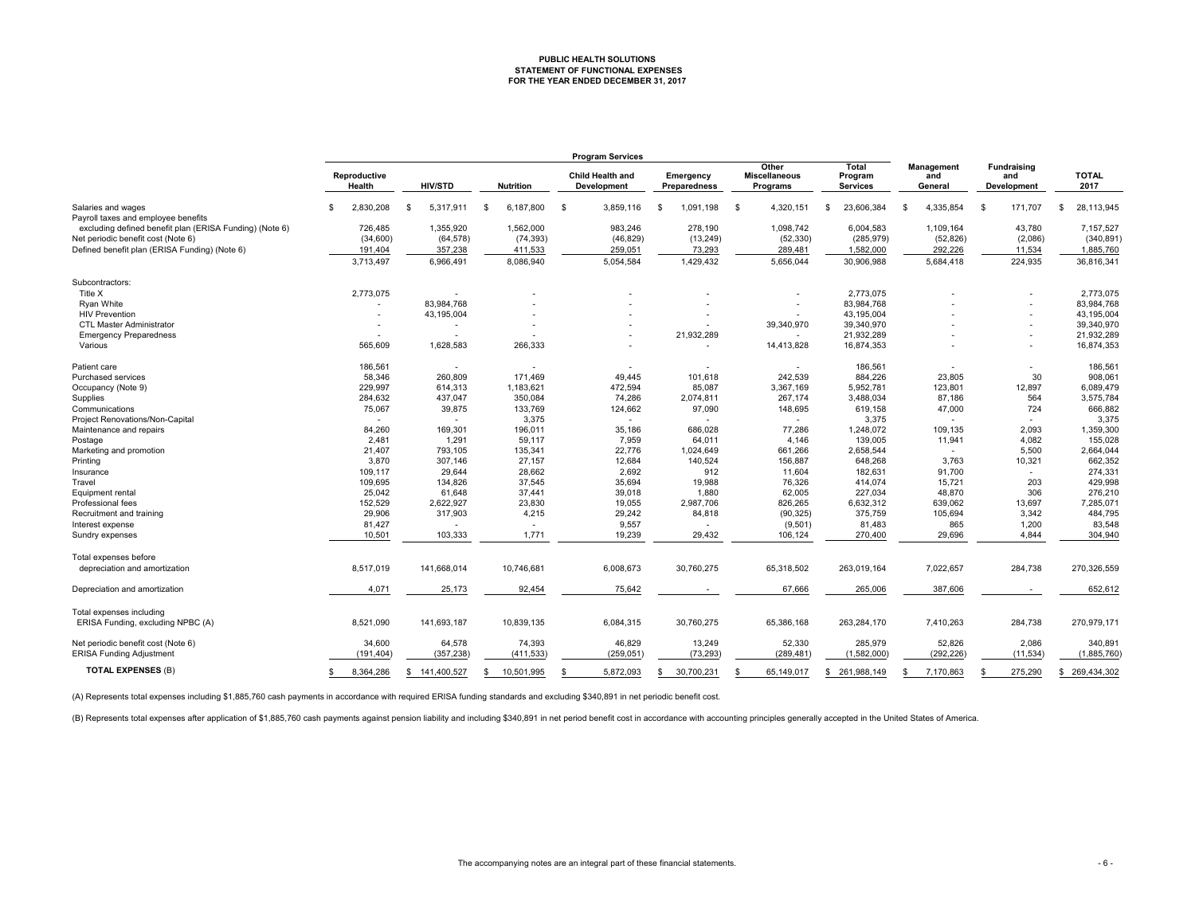# PUBLIC HEALTH SOLUTIONS
## STATEMENT OF FUNCTIONAL EXPENSES
### FOR THE YEAR ENDED DECEMBER 31, 2017

| | Program Services | | | | | | | | | |
|---|---|---|---|---|---|---|---|---|---|---|
| | Reproductive Health | HIV/STD | Nutrition | Child Health and Development | Emergency Preparedness | Other Miscellaneous Programs | Total Program Services | Management and General | Fundraising and Development | TOTAL 2017 |
| Salaries and wages | $ 2,830,208 | $ 5,317,911 | $ 6,187,800 | $ 3,859,116 | $ 1,091,198 | $ 4,320,151 | $ 23,606,384 | $ 4,335,854 | $ 171,707 | $ 28,113,945 |
| Payroll taxes and employee benefits excluding defined benefit plan (ERISA Funding) (Note 6) | 726,485 | 1,355,920 | 1,562,000 | 983,246 | 278,190 | 1,098,742 | 6,004,583 | 1,109,164 | 43,780 | 7,157,527 |
| Net periodic benefit cost (Note 6) | (34,600) | (64,578) | (74,393) | (46,829) | (13,249) | (52,330) | (285,979) | (52,826) | (2,086) | (340,891) |
| Defined benefit plan (ERISA Funding) (Note 6) | 191,404 | 357,238 | 411,533 | 259,051 | 73,293 | 289,481 | 1,582,000 | 292,226 | 11,534 | 1,885,760 |
| | 3,713,497 | 6,966,491 | 8,086,940 | 5,054,584 | 1,429,432 | 5,656,044 | 30,906,988 | 5,684,418 | 224,935 | 36,816,341 |
| Subcontractors: | | | | | | | | | | |
| Title X | 2,773,075 | - | - | - | - | - | 2,773,075 | - | - | 2,773,075 |
| Ryan White | - | 83,984,768 | - | - | - | - | 83,984,768 | - | - | 83,984,768 |
| HIV Prevention | - | 43,195,004 | - | - | - | - | 43,195,004 | - | - | 43,195,004 |
| CTL Master Administrator | - | - | - | - | - | 39,340,970 | 39,340,970 | - | - | 39,340,970 |
| Emergency Preparedness | - | - | - | - | 21,932,289 | - | 21,932,289 | - | - | 21,932,289 |
| Various | 565,609 | 1,628,583 | 266,333 | - | - | 14,413,828 | 16,874,353 | - | - | 16,874,353 |
| Patient care | 186,561 | - | - | - | - | - | 186,561 | - | - | 186,561 |
| Purchased services | 58,346 | 260,809 | 171,469 | 49,445 | 101,618 | 242,539 | 884,226 | 23,805 | 30 | 908,061 |
| Occupancy (Note 9) | 229,997 | 614,313 | 1,183,621 | 472,594 | 85,087 | 3,367,169 | 5,952,781 | 123,801 | 12,897 | 6,089,479 |
| Supplies | 284,632 | 437,047 | 350,084 | 74,286 | 2,074,811 | 267,174 | 3,488,034 | 87,186 | 564 | 3,575,784 |
| Communications | 75,067 | 39,875 | 133,769 | 124,662 | 97,090 | 148,695 | 619,158 | 47,000 | 724 | 666,882 |
| Project Renovations/Non-Capital | - | - | 3,375 | - | - | - | 3,375 | - | - | 3,375 |
| Maintenance and repairs | 84,260 | 169,301 | 196,011 | 35,186 | 686,028 | 77,286 | 1,248,072 | 109,135 | 2,093 | 1,359,300 |
| Postage | 2,481 | 1,291 | 59,117 | 7,959 | 64,011 | 4,146 | 139,005 | 11,941 | 4,082 | 155,028 |
| Marketing and promotion | 21,407 | 793,105 | 135,341 | 22,776 | 1,024,649 | 661,266 | 2,658,544 | - | 5,500 | 2,664,044 |
| Printing | 3,870 | 307,146 | 27,157 | 12,684 | 140,524 | 156,887 | 648,268 | 3,763 | 10,321 | 662,352 |
| Insurance | 109,117 | 29,644 | 28,662 | 2,692 | 912 | 11,604 | 182,631 | 91,700 | - | 274,331 |
| Travel | 109,695 | 134,826 | 37,545 | 35,694 | 19,988 | 76,326 | 414,074 | 15,721 | 203 | 429,998 |
| Equipment rental | 25,042 | 61,648 | 37,441 | 39,018 | 1,880 | 62,005 | 227,034 | 48,870 | 306 | 276,210 |
| Professional fees | 152,529 | 2,622,927 | 23,830 | 19,055 | 2,987,706 | 826,265 | 6,632,312 | 639,062 | 13,697 | 7,285,071 |
| Recruitment and training | 29,906 | 317,903 | 4,215 | 29,242 | 84,818 | (90,325) | 375,759 | 105,694 | 3,342 | 484,795 |
| Interest expense | 81,427 | - | - | 9,557 | - | (9,501) | 81,483 | 865 | 1,200 | 83,548 |
| Sundry expenses | 10,501 | 103,333 | 1,771 | 19,239 | 29,432 | 106,124 | 270,400 | 29,696 | 4,844 | 304,940 |
| Total expenses before depreciation and amortization | 8,517,019 | 141,668,014 | 10,746,681 | 6,008,673 | 30,760,275 | 65,318,502 | 263,019,164 | 7,022,657 | 284,738 | 270,326,559 |
| Depreciation and amortization | 4,071 | 25,173 | 92,454 | 75,642 | - | 67,666 | 265,006 | 387,606 | - | 652,612 |
| Total expenses including ERISA Funding, excluding NPBC (A) | 8,521,090 | 141,693,187 | 10,839,135 | 6,084,315 | 30,760,275 | 65,386,168 | 263,284,170 | 7,410,263 | 284,738 | 270,979,171 |
| Net periodic benefit cost (Note 6) | 34,600 | 64,578 | 74,393 | 46,829 | 13,249 | 52,330 | 285,979 | 52,826 | 2,086 | 340,891 |
| ERISA Funding Adjustment | (191,404) | (357,238) | (411,533) | (259,051) | (73,293) | (289,481) | (1,582,000) | (292,226) | (11,534) | (1,885,760) |
| **TOTAL EXPENSES** (B) | $ 8,364,286 | $ 141,400,527 | $ 10,501,995 | $ 5,872,093 | $ 30,700,231 | $ 65,149,017 | $ 261,988,149 | $ 7,170,863 | $ 275,290 | $ 269,434,302 |

(A) Represents total expenses including $1,885,760 cash payments in accordance with required ERISA funding standards and excluding $340,891 in net periodic benefit cost.

(B) Represents total expenses after application of $1,885,760 cash payments against pension liability and including $340,891 in net period benefit cost in accordance with accounting principles generally accepted in the United States of America.

The accompanying notes are an integral part of these financial statements.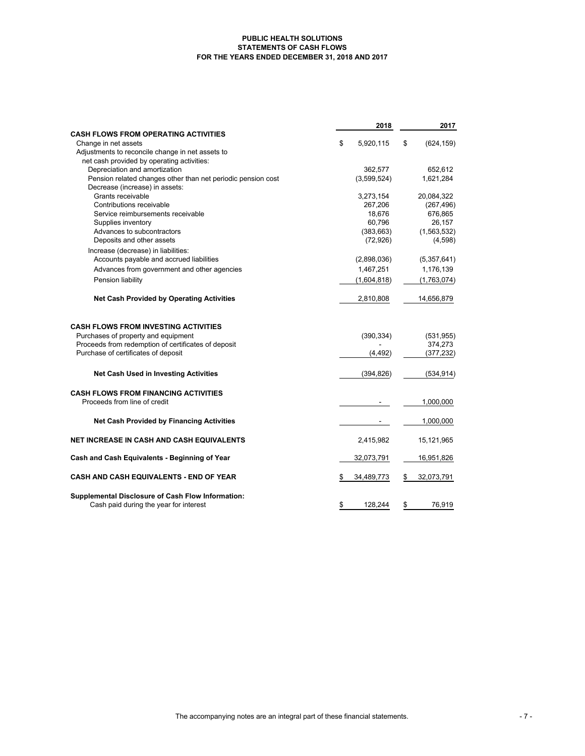**PUBLIC HEALTH SOLUTIONS**
**STATEMENTS OF CASH FLOWS**
**FOR THE YEARS ENDED DECEMBER 31, 2018 AND 2017**

| | 2018 | 2017 |
|---|---|---|
| **CASH FLOWS FROM OPERATING ACTIVITIES** | | |
| Change in net assets | $ 5,920,115 | $ (624,159) |
| Adjustments to reconcile change in net assets to net cash provided by operating activities: | | |
| Depreciation and amortization | 362,577 | 652,612 |
| Pension related changes other than net periodic pension cost | (3,599,524) | 1,621,284 |
| Decrease (increase) in assets: | | |
| Grants receivable | 3,273,154 | 20,084,322 |
| Contributions receivable | 267,206 | (267,496) |
| Service reimbursements receivable | 18,676 | 676,865 |
| Supplies inventory | 60,796 | 26,157 |
| Advances to subcontractors | (383,663) | (1,563,532) |
| Deposits and other assets | (72,926) | (4,598) |
| Increase (decrease) in liabilities: | | |
| Accounts payable and accrued liabilities | (2,898,036) | (5,357,641) |
| Advances from government and other agencies | 1,467,251 | 1,176,139 |
| Pension liability | (1,604,818) | (1,763,074) |
| **Net Cash Provided by Operating Activities** | 2,810,808 | 14,656,879 |
| **CASH FLOWS FROM INVESTING ACTIVITIES** | | |
| Purchases of property and equipment | (390,334) | (531,955) |
| Proceeds from redemption of certificates of deposit | - | 374,273 |
| Purchase of certificates of deposit | (4,492) | (377,232) |
| **Net Cash Used in Investing Activities** | (394,826) | (534,914) |
| **CASH FLOWS FROM FINANCING ACTIVITIES** | | |
| Proceeds from line of credit | - | 1,000,000 |
| **Net Cash Provided by Financing Activities** | - | 1,000,000 |
| **NET INCREASE IN CASH AND CASH EQUIVALENTS** | 2,415,982 | 15,121,965 |
| **Cash and Cash Equivalents - Beginning of Year** | 32,073,791 | 16,951,826 |
| **CASH AND CASH EQUIVALENTS - END OF YEAR** | $ 34,489,773 | $ 32,073,791 |
| **Supplemental Disclosure of Cash Flow Information:** | | |
| Cash paid during the year for interest | $ 128,244 | $ 76,919 |

The accompanying notes are an integral part of these financial statements.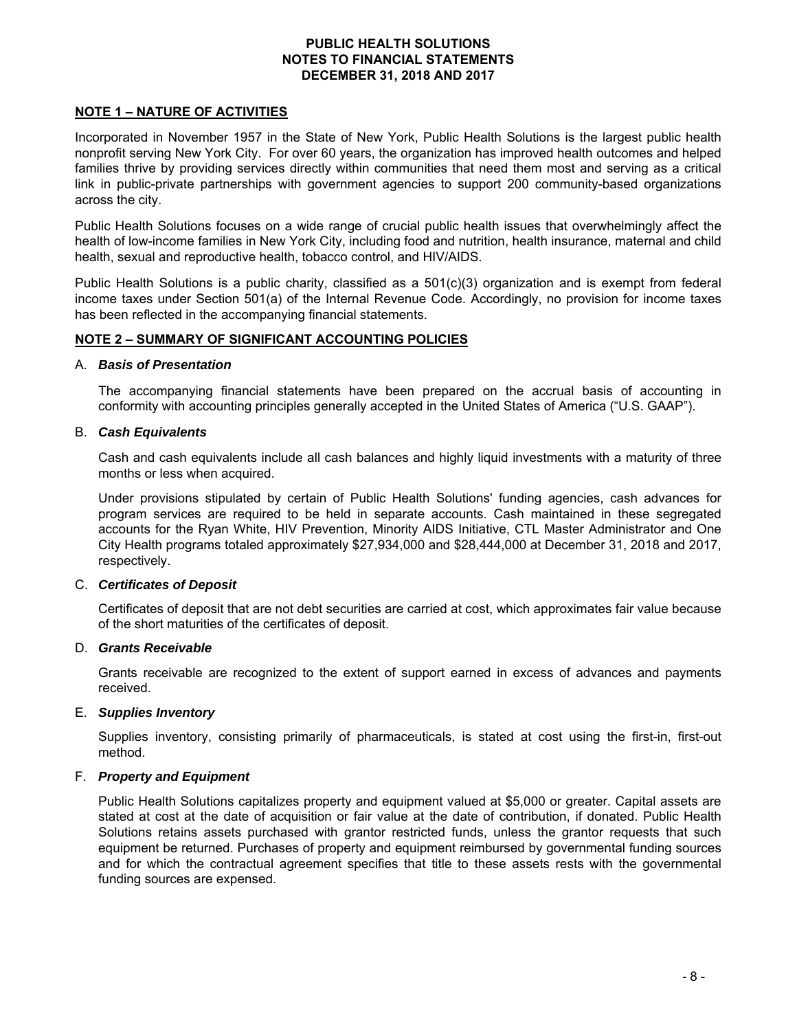# PUBLIC HEALTH SOLUTIONS
# NOTES TO FINANCIAL STATEMENTS
# DECEMBER 31, 2018 AND 2017

## NOTE 1 – NATURE OF ACTIVITIES

Incorporated in November 1957 in the State of New York, Public Health Solutions is the largest public health nonprofit serving New York City. For over 60 years, the organization has improved health outcomes and helped families thrive by providing services directly within communities that need them most and serving as a critical link in public-private partnerships with government agencies to support 200 community-based organizations across the city.

Public Health Solutions focuses on a wide range of crucial public health issues that overwhelmingly affect the health of low-income families in New York City, including food and nutrition, health insurance, maternal and child health, sexual and reproductive health, tobacco control, and HIV/AIDS.

Public Health Solutions is a public charity, classified as a 501(c)(3) organization and is exempt from federal income taxes under Section 501(a) of the Internal Revenue Code. Accordingly, no provision for income taxes has been reflected in the accompanying financial statements.

## NOTE 2 – SUMMARY OF SIGNIFICANT ACCOUNTING POLICIES

### A. *Basis of Presentation*

The accompanying financial statements have been prepared on the accrual basis of accounting in conformity with accounting principles generally accepted in the United States of America ("U.S. GAAP").

### B. *Cash Equivalents*

Cash and cash equivalents include all cash balances and highly liquid investments with a maturity of three months or less when acquired.

Under provisions stipulated by certain of Public Health Solutions' funding agencies, cash advances for program services are required to be held in separate accounts. Cash maintained in these segregated accounts for the Ryan White, HIV Prevention, Minority AIDS Initiative, CTL Master Administrator and One City Health programs totaled approximately $27,934,000 and $28,444,000 at December 31, 2018 and 2017, respectively.

### C. *Certificates of Deposit*

Certificates of deposit that are not debt securities are carried at cost, which approximates fair value because of the short maturities of the certificates of deposit.

### D. *Grants Receivable*

Grants receivable are recognized to the extent of support earned in excess of advances and payments received.

### E. *Supplies Inventory*

Supplies inventory, consisting primarily of pharmaceuticals, is stated at cost using the first-in, first-out method.

### F. *Property and Equipment*

Public Health Solutions capitalizes property and equipment valued at $5,000 or greater. Capital assets are stated at cost at the date of acquisition or fair value at the date of contribution, if donated. Public Health Solutions retains assets purchased with grantor restricted funds, unless the grantor requests that such equipment be returned. Purchases of property and equipment reimbursed by governmental funding sources and for which the contractual agreement specifies that title to these assets rests with the governmental funding sources are expensed.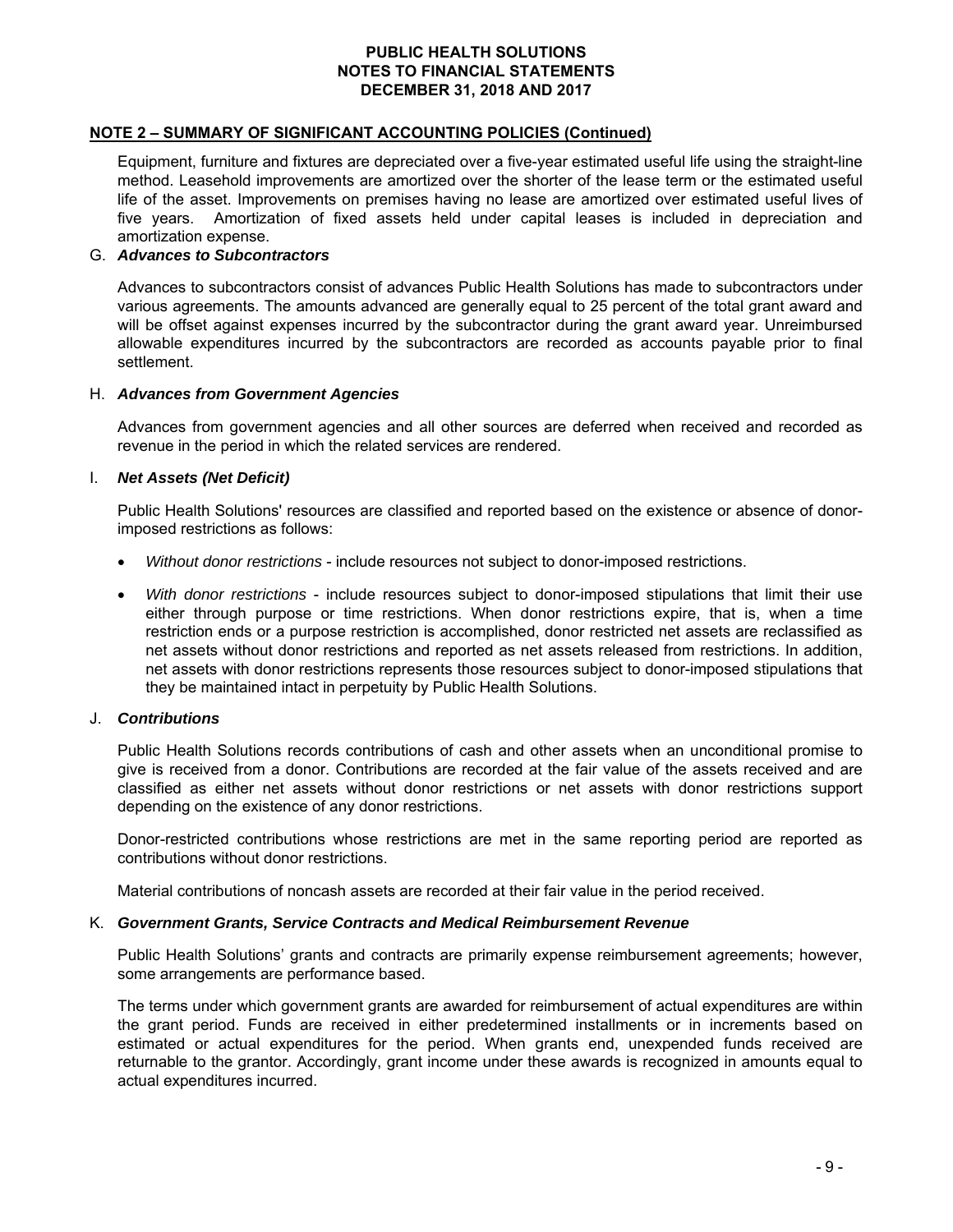# PUBLIC HEALTH SOLUTIONS
# NOTES TO FINANCIAL STATEMENTS
# DECEMBER 31, 2018 AND 2017

## NOTE 2 – SUMMARY OF SIGNIFICANT ACCOUNTING POLICIES (Continued)

Equipment, furniture and fixtures are depreciated over a five-year estimated useful life using the straight-line method. Leasehold improvements are amortized over the shorter of the lease term or the estimated useful life of the asset. Improvements on premises having no lease are amortized over estimated useful lives of five years. Amortization of fixed assets held under capital leases is included in depreciation and amortization expense.

### G. *Advances to Subcontractors*

Advances to subcontractors consist of advances Public Health Solutions has made to subcontractors under various agreements. The amounts advanced are generally equal to 25 percent of the total grant award and will be offset against expenses incurred by the subcontractor during the grant award year. Unreimbursed allowable expenditures incurred by the subcontractors are recorded as accounts payable prior to final settlement.

### H. *Advances from Government Agencies*

Advances from government agencies and all other sources are deferred when received and recorded as revenue in the period in which the related services are rendered.

### I. *Net Assets (Net Deficit)*

Public Health Solutions' resources are classified and reported based on the existence or absence of donor-imposed restrictions as follows:

- *Without donor restrictions* - include resources not subject to donor-imposed restrictions.
- *With donor restrictions* - include resources subject to donor-imposed stipulations that limit their use either through purpose or time restrictions. When donor restrictions expire, that is, when a time restriction ends or a purpose restriction is accomplished, donor restricted net assets are reclassified as net assets without donor restrictions and reported as net assets released from restrictions. In addition, net assets with donor restrictions represents those resources subject to donor-imposed stipulations that they be maintained intact in perpetuity by Public Health Solutions.

### J. *Contributions*

Public Health Solutions records contributions of cash and other assets when an unconditional promise to give is received from a donor. Contributions are recorded at the fair value of the assets received and are classified as either net assets without donor restrictions or net assets with donor restrictions support depending on the existence of any donor restrictions.

Donor-restricted contributions whose restrictions are met in the same reporting period are reported as contributions without donor restrictions.

Material contributions of noncash assets are recorded at their fair value in the period received.

### K. *Government Grants, Service Contracts and Medical Reimbursement Revenue*

Public Health Solutions' grants and contracts are primarily expense reimbursement agreements; however, some arrangements are performance based.

The terms under which government grants are awarded for reimbursement of actual expenditures are within the grant period. Funds are received in either predetermined installments or in increments based on estimated or actual expenditures for the period. When grants end, unexpended funds received are returnable to the grantor. Accordingly, grant income under these awards is recognized in amounts equal to actual expenditures incurred.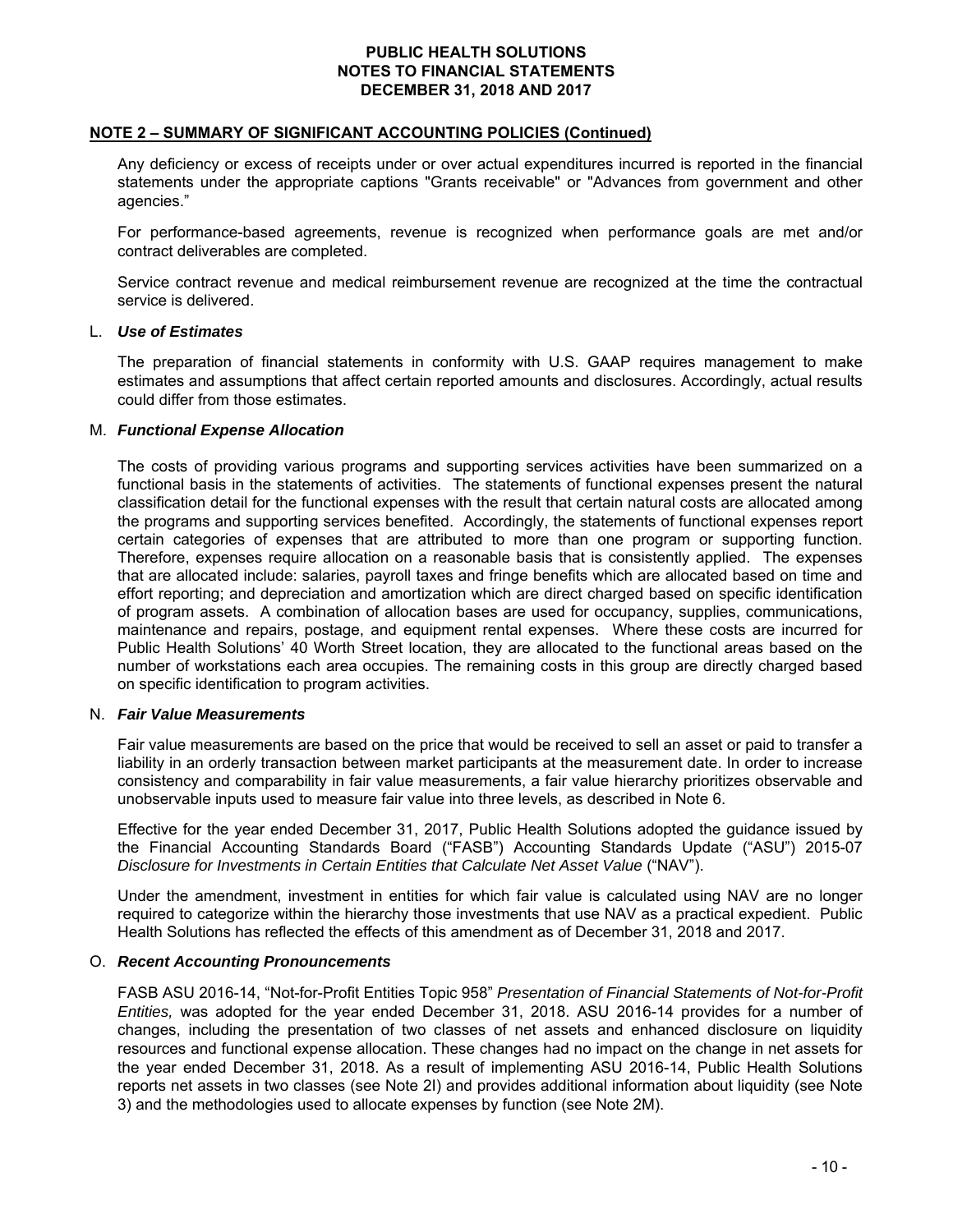**PUBLIC HEALTH SOLUTIONS**
**NOTES TO FINANCIAL STATEMENTS**
**DECEMBER 31, 2018 AND 2017**

## NOTE 2 – SUMMARY OF SIGNIFICANT ACCOUNTING POLICIES (Continued)

Any deficiency or excess of receipts under or over actual expenditures incurred is reported in the financial statements under the appropriate captions "Grants receivable" or "Advances from government and other agencies."

For performance-based agreements, revenue is recognized when performance goals are met and/or contract deliverables are completed.

Service contract revenue and medical reimbursement revenue are recognized at the time the contractual service is delivered.

### L. *Use of Estimates*

The preparation of financial statements in conformity with U.S. GAAP requires management to make estimates and assumptions that affect certain reported amounts and disclosures. Accordingly, actual results could differ from those estimates.

### M. *Functional Expense Allocation*

The costs of providing various programs and supporting services activities have been summarized on a functional basis in the statements of activities. The statements of functional expenses present the natural classification detail for the functional expenses with the result that certain natural costs are allocated among the programs and supporting services benefited. Accordingly, the statements of functional expenses report certain categories of expenses that are attributed to more than one program or supporting function. Therefore, expenses require allocation on a reasonable basis that is consistently applied. The expenses that are allocated include: salaries, payroll taxes and fringe benefits which are allocated based on time and effort reporting; and depreciation and amortization which are direct charged based on specific identification of program assets. A combination of allocation bases are used for occupancy, supplies, communications, maintenance and repairs, postage, and equipment rental expenses. Where these costs are incurred for Public Health Solutions' 40 Worth Street location, they are allocated to the functional areas based on the number of workstations each area occupies. The remaining costs in this group are directly charged based on specific identification to program activities.

### N. *Fair Value Measurements*

Fair value measurements are based on the price that would be received to sell an asset or paid to transfer a liability in an orderly transaction between market participants at the measurement date. In order to increase consistency and comparability in fair value measurements, a fair value hierarchy prioritizes observable and unobservable inputs used to measure fair value into three levels, as described in Note 6.

Effective for the year ended December 31, 2017, Public Health Solutions adopted the guidance issued by the Financial Accounting Standards Board ("FASB") Accounting Standards Update ("ASU") 2015-07 *Disclosure for Investments in Certain Entities that Calculate Net Asset Value* ("NAV").

Under the amendment, investment in entities for which fair value is calculated using NAV are no longer required to categorize within the hierarchy those investments that use NAV as a practical expedient. Public Health Solutions has reflected the effects of this amendment as of December 31, 2018 and 2017.

### O. *Recent Accounting Pronouncements*

FASB ASU 2016-14, "Not-for-Profit Entities Topic 958" *Presentation of Financial Statements of Not-for-Profit Entities,* was adopted for the year ended December 31, 2018. ASU 2016-14 provides for a number of changes, including the presentation of two classes of net assets and enhanced disclosure on liquidity resources and functional expense allocation. These changes had no impact on the change in net assets for the year ended December 31, 2018. As a result of implementing ASU 2016-14, Public Health Solutions reports net assets in two classes (see Note 2I) and provides additional information about liquidity (see Note 3) and the methodologies used to allocate expenses by function (see Note 2M).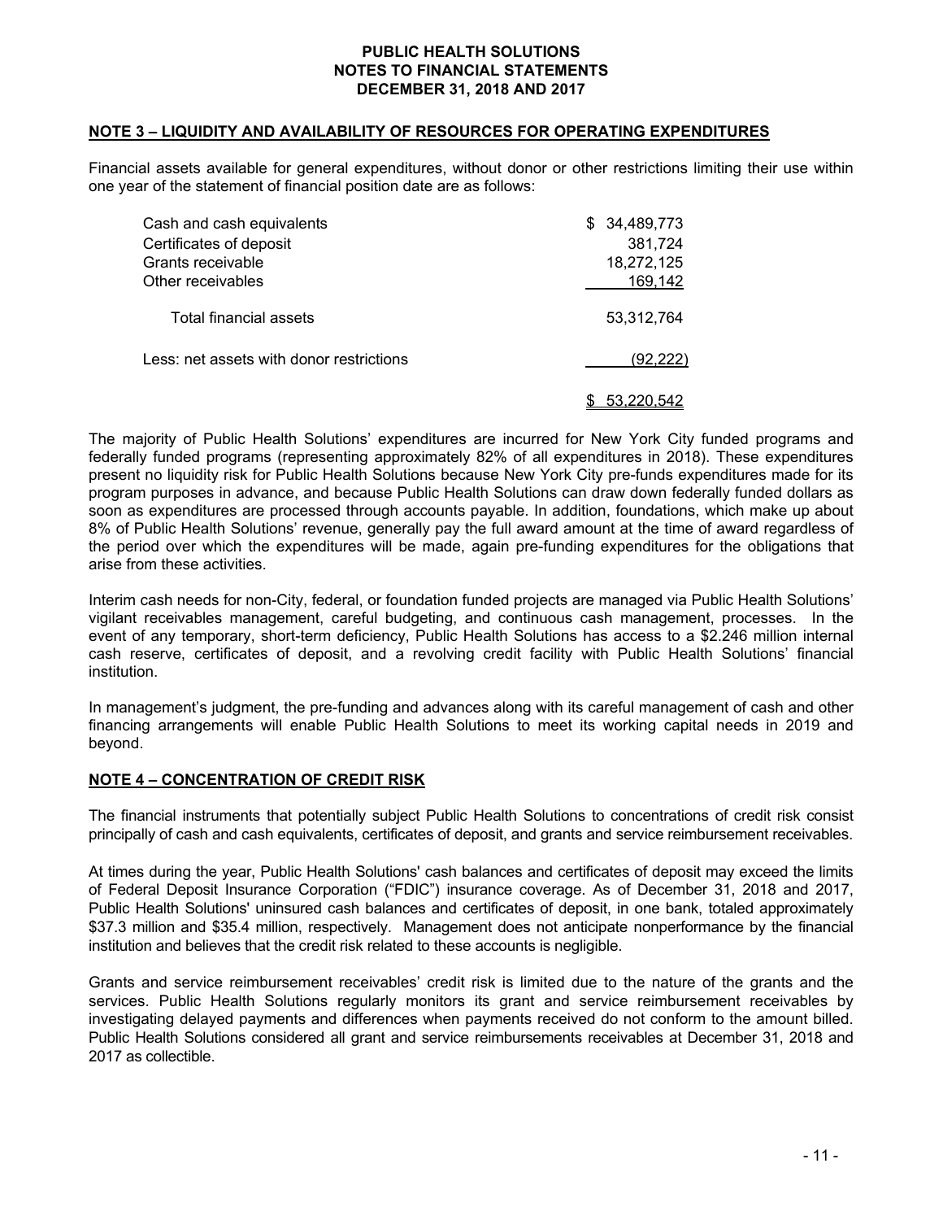## NOTE 3 – LIQUIDITY AND AVAILABILITY OF RESOURCES FOR OPERATING EXPENDITURES

Financial assets available for general expenditures, without donor or other restrictions limiting their use within one year of the statement of financial position date are as follows:

| | |
|---|---|
| Cash and cash equivalents | $ 34,489,773 |
| Certificates of deposit | 381,724 |
| Grants receivable | 18,272,125 |
| Other receivables | 169,142 |
| Total financial assets | 53,312,764 |
| Less: net assets with donor restrictions | (92,222) |
| | $ 53,220,542 |

The majority of Public Health Solutions' expenditures are incurred for New York City funded programs and federally funded programs (representing approximately 82% of all expenditures in 2018). These expenditures present no liquidity risk for Public Health Solutions because New York City pre-funds expenditures made for its program purposes in advance, and because Public Health Solutions can draw down federally funded dollars as soon as expenditures are processed through accounts payable. In addition, foundations, which make up about 8% of Public Health Solutions' revenue, generally pay the full award amount at the time of award regardless of the period over which the expenditures will be made, again pre-funding expenditures for the obligations that arise from these activities.

Interim cash needs for non-City, federal, or foundation funded projects are managed via Public Health Solutions' vigilant receivables management, careful budgeting, and continuous cash management, processes. In the event of any temporary, short-term deficiency, Public Health Solutions has access to a $2.246 million internal cash reserve, certificates of deposit, and a revolving credit facility with Public Health Solutions' financial institution.

In management's judgment, the pre-funding and advances along with its careful management of cash and other financing arrangements will enable Public Health Solutions to meet its working capital needs in 2019 and beyond.

## NOTE 4 – CONCENTRATION OF CREDIT RISK

The financial instruments that potentially subject Public Health Solutions to concentrations of credit risk consist principally of cash and cash equivalents, certificates of deposit, and grants and service reimbursement receivables.

At times during the year, Public Health Solutions' cash balances and certificates of deposit may exceed the limits of Federal Deposit Insurance Corporation ("FDIC") insurance coverage. As of December 31, 2018 and 2017, Public Health Solutions' uninsured cash balances and certificates of deposit, in one bank, totaled approximately $37.3 million and $35.4 million, respectively. Management does not anticipate nonperformance by the financial institution and believes that the credit risk related to these accounts is negligible.

Grants and service reimbursement receivables' credit risk is limited due to the nature of the grants and the services. Public Health Solutions regularly monitors its grant and service reimbursement receivables by investigating delayed payments and differences when payments received do not conform to the amount billed. Public Health Solutions considered all grant and service reimbursements receivables at December 31, 2018 and 2017 as collectible.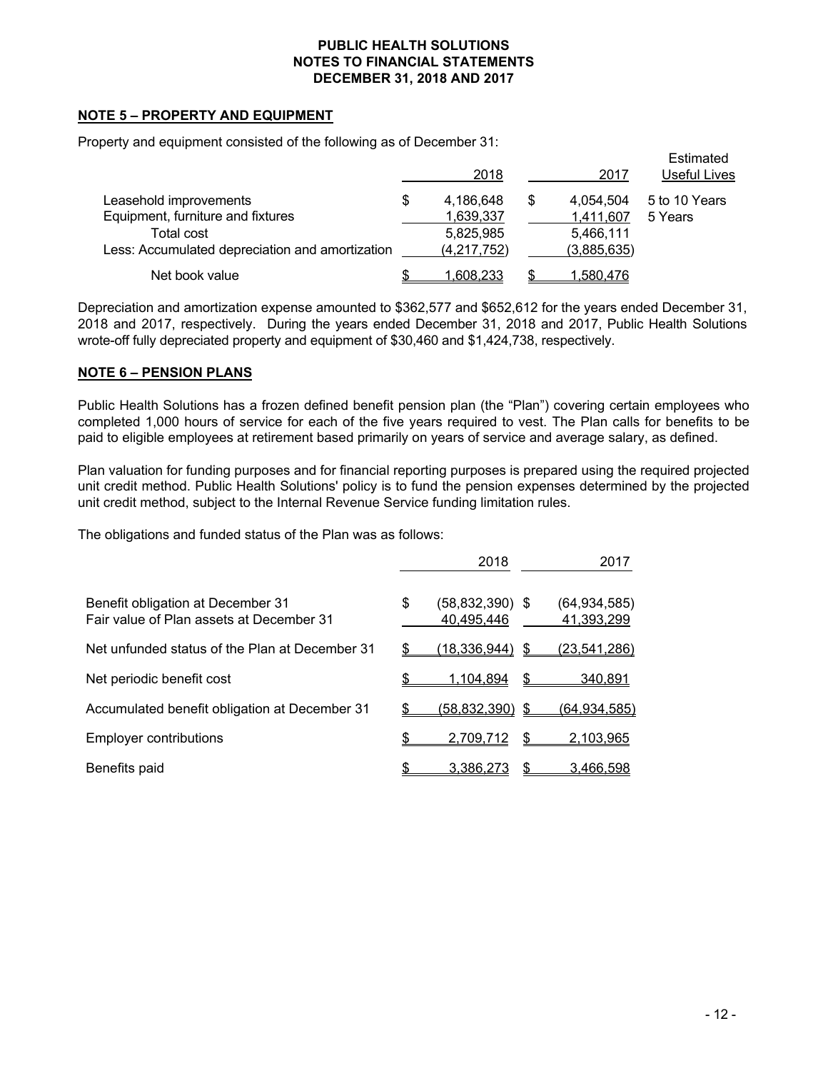## NOTE 5 – PROPERTY AND EQUIPMENT

Property and equipment consisted of the following as of December 31:

| | 2018 | 2017 | Estimated Useful Lives |
|---|---|---|---|
| Leasehold improvements | $ 4,186,648 | $ 4,054,504 | 5 to 10 Years |
| Equipment, furniture and fixtures | 1,639,337 | 1,411,607 | 5 Years |
| Total cost | 5,825,985 | 5,466,111 | |
| Less: Accumulated depreciation and amortization | (4,217,752) | (3,885,635) | |
| Net book value | $ 1,608,233 | $ 1,580,476 | |

Depreciation and amortization expense amounted to $362,577 and $652,612 for the years ended December 31, 2018 and 2017, respectively. During the years ended December 31, 2018 and 2017, Public Health Solutions wrote-off fully depreciated property and equipment of $30,460 and $1,424,738, respectively.

## NOTE 6 – PENSION PLANS

Public Health Solutions has a frozen defined benefit pension plan (the "Plan") covering certain employees who completed 1,000 hours of service for each of the five years required to vest. The Plan calls for benefits to be paid to eligible employees at retirement based primarily on years of service and average salary, as defined.

Plan valuation for funding purposes and for financial reporting purposes is prepared using the required projected unit credit method. Public Health Solutions' policy is to fund the pension expenses determined by the projected unit credit method, subject to the Internal Revenue Service funding limitation rules.

The obligations and funded status of the Plan was as follows:

| | 2018 | 2017 |
|---|---|---|
| Benefit obligation at December 31 | $ (58,832,390) | $ (64,934,585) |
| Fair value of Plan assets at December 31 | 40,495,446 | 41,393,299 |
| Net unfunded status of the Plan at December 31 | $ (18,336,944) | $ (23,541,286) |
| Net periodic benefit cost | $ 1,104,894 | $ 340,891 |
| Accumulated benefit obligation at December 31 | $ (58,832,390) | $ (64,934,585) |
| Employer contributions | $ 2,709,712 | $ 2,103,965 |
| Benefits paid | $ 3,386,273 | $ 3,466,598 |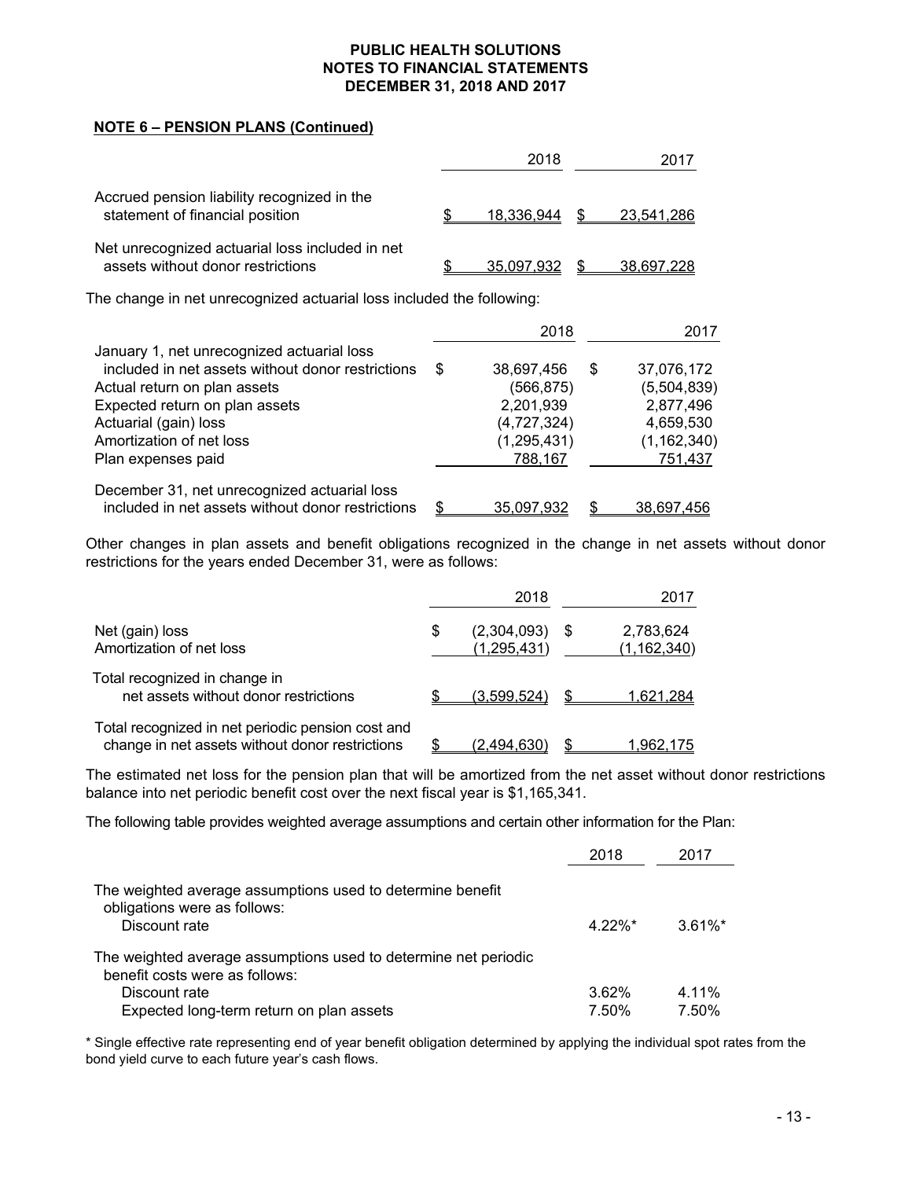**NOTE 6 – PENSION PLANS (Continued)**

| | 2018 | 2017 |
|---|---|---|
| Accrued pension liability recognized in the statement of financial position | $ 18,336,944 | $ 23,541,286 |
| Net unrecognized actuarial loss included in net assets without donor restrictions | $ 35,097,932 | $ 38,697,228 |

The change in net unrecognized actuarial loss included the following:

| | 2018 | 2017 |
|---|---|---|
| January 1, net unrecognized actuarial loss included in net assets without donor restrictions | $ 38,697,456 | $ 37,076,172 |
| Actual return on plan assets | (566,875) | (5,504,839) |
| Expected return on plan assets | 2,201,939 | 2,877,496 |
| Actuarial (gain) loss | (4,727,324) | 4,659,530 |
| Amortization of net loss | (1,295,431) | (1,162,340) |
| Plan expenses paid | 788,167 | 751,437 |
| December 31, net unrecognized actuarial loss included in net assets without donor restrictions | $ 35,097,932 | $ 38,697,456 |

Other changes in plan assets and benefit obligations recognized in the change in net assets without donor restrictions for the years ended December 31, were as follows:

| | 2018 | 2017 |
|---|---|---|
| Net (gain) loss | $ (2,304,093) | $ 2,783,624 |
| Amortization of net loss | (1,295,431) | (1,162,340) |
| Total recognized in change in net assets without donor restrictions | $ (3,599,524) | $ 1,621,284 |
| Total recognized in net periodic pension cost and change in net assets without donor restrictions | $ (2,494,630) | $ 1,962,175 |

The estimated net loss for the pension plan that will be amortized from the net asset without donor restrictions balance into net periodic benefit cost over the next fiscal year is $1,165,341.

The following table provides weighted average assumptions and certain other information for the Plan:

| | 2018 | 2017 |
|---|---|---|
| The weighted average assumptions used to determine benefit obligations were as follows: | | |
| Discount rate | 4.22%* | 3.61%* |
| The weighted average assumptions used to determine net periodic benefit costs were as follows: | | |
| Discount rate | 3.62% | 4.11% |
| Expected long-term return on plan assets | 7.50% | 7.50% |

* Single effective rate representing end of year benefit obligation determined by applying the individual spot rates from the bond yield curve to each future year's cash flows.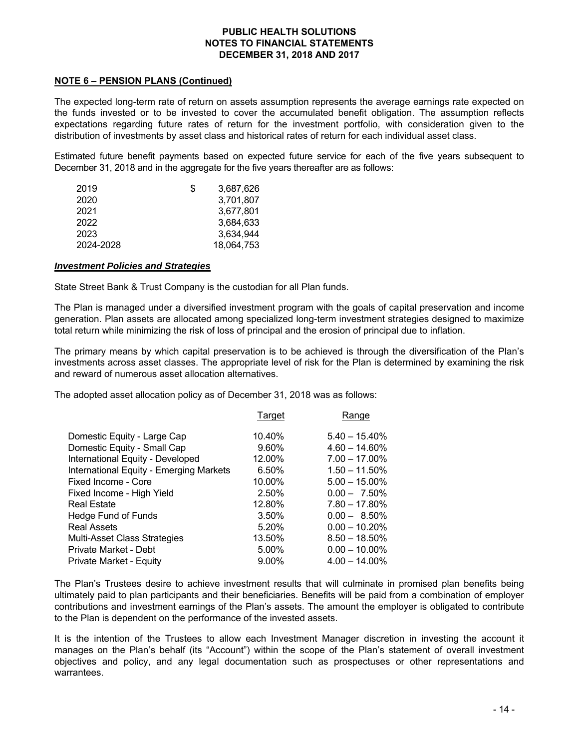## NOTE 6 – PENSION PLANS (Continued)

The expected long-term rate of return on assets assumption represents the average earnings rate expected on the funds invested or to be invested to cover the accumulated benefit obligation. The assumption reflects expectations regarding future rates of return for the investment portfolio, with consideration given to the distribution of investments by asset class and historical rates of return for each individual asset class.

Estimated future benefit payments based on expected future service for each of the five years subsequent to December 31, 2018 and in the aggregate for the five years thereafter are as follows:

| | |
|---|---|
| 2019 | $ 3,687,626 |
| 2020 | 3,701,807 |
| 2021 | 3,677,801 |
| 2022 | 3,684,633 |
| 2023 | 3,634,944 |
| 2024-2028 | 18,064,753 |

### ***Investment Policies and Strategies***

State Street Bank & Trust Company is the custodian for all Plan funds.

The Plan is managed under a diversified investment program with the goals of capital preservation and income generation. Plan assets are allocated among specialized long-term investment strategies designed to maximize total return while minimizing the risk of loss of principal and the erosion of principal due to inflation.

The primary means by which capital preservation is to be achieved is through the diversification of the Plan's investments across asset classes. The appropriate level of risk for the Plan is determined by examining the risk and reward of numerous asset allocation alternatives.

The adopted asset allocation policy as of December 31, 2018 was as follows:

| | Target | Range |
|---|---|---|
| Domestic Equity - Large Cap | 10.40% | 5.40 – 15.40% |
| Domestic Equity - Small Cap | 9.60% | 4.60 – 14.60% |
| International Equity - Developed | 12.00% | 7.00 – 17.00% |
| International Equity - Emerging Markets | 6.50% | 1.50 – 11.50% |
| Fixed Income - Core | 10.00% | 5.00 – 15.00% |
| Fixed Income - High Yield | 2.50% | 0.00 – 7.50% |
| Real Estate | 12.80% | 7.80 – 17.80% |
| Hedge Fund of Funds | 3.50% | 0.00 – 8.50% |
| Real Assets | 5.20% | 0.00 – 10.20% |
| Multi-Asset Class Strategies | 13.50% | 8.50 – 18.50% |
| Private Market - Debt | 5.00% | 0.00 – 10.00% |
| Private Market - Equity | 9.00% | 4.00 – 14.00% |

The Plan's Trustees desire to achieve investment results that will culminate in promised plan benefits being ultimately paid to plan participants and their beneficiaries. Benefits will be paid from a combination of employer contributions and investment earnings of the Plan's assets. The amount the employer is obligated to contribute to the Plan is dependent on the performance of the invested assets.

It is the intention of the Trustees to allow each Investment Manager discretion in investing the account it manages on the Plan's behalf (its "Account") within the scope of the Plan's statement of overall investment objectives and policy, and any legal documentation such as prospectuses or other representations and warrantees.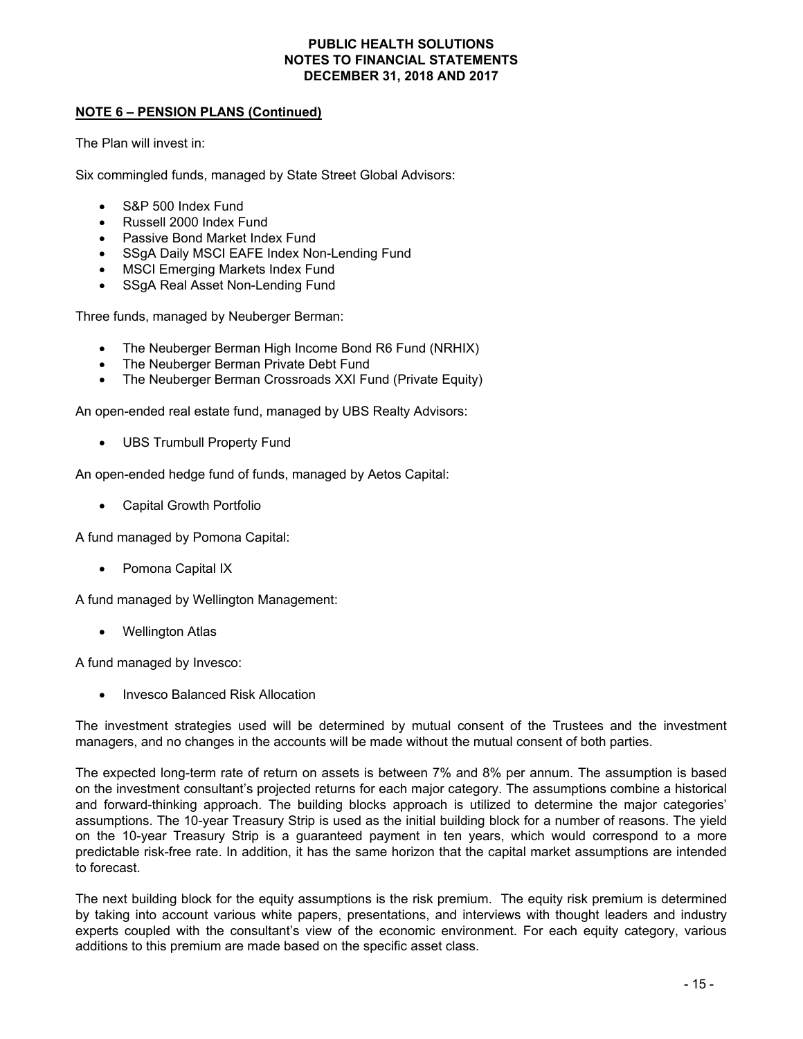**NOTE 6 – PENSION PLANS (Continued)**

The Plan will invest in:

Six commingled funds, managed by State Street Global Advisors:

- S&P 500 Index Fund
- Russell 2000 Index Fund
- Passive Bond Market Index Fund
- SSgA Daily MSCI EAFE Index Non-Lending Fund
- MSCI Emerging Markets Index Fund
- SSgA Real Asset Non-Lending Fund

Three funds, managed by Neuberger Berman:

- The Neuberger Berman High Income Bond R6 Fund (NRHIX)
- The Neuberger Berman Private Debt Fund
- The Neuberger Berman Crossroads XXI Fund (Private Equity)

An open-ended real estate fund, managed by UBS Realty Advisors:

- UBS Trumbull Property Fund

An open-ended hedge fund of funds, managed by Aetos Capital:

- Capital Growth Portfolio

A fund managed by Pomona Capital:

- Pomona Capital IX

A fund managed by Wellington Management:

- Wellington Atlas

A fund managed by Invesco:

- Invesco Balanced Risk Allocation

The investment strategies used will be determined by mutual consent of the Trustees and the investment managers, and no changes in the accounts will be made without the mutual consent of both parties.

The expected long-term rate of return on assets is between 7% and 8% per annum. The assumption is based on the investment consultant's projected returns for each major category. The assumptions combine a historical and forward-thinking approach. The building blocks approach is utilized to determine the major categories' assumptions. The 10-year Treasury Strip is used as the initial building block for a number of reasons. The yield on the 10-year Treasury Strip is a guaranteed payment in ten years, which would correspond to a more predictable risk-free rate. In addition, it has the same horizon that the capital market assumptions are intended to forecast.

The next building block for the equity assumptions is the risk premium. The equity risk premium is determined by taking into account various white papers, presentations, and interviews with thought leaders and industry experts coupled with the consultant's view of the economic environment. For each equity category, various additions to this premium are made based on the specific asset class.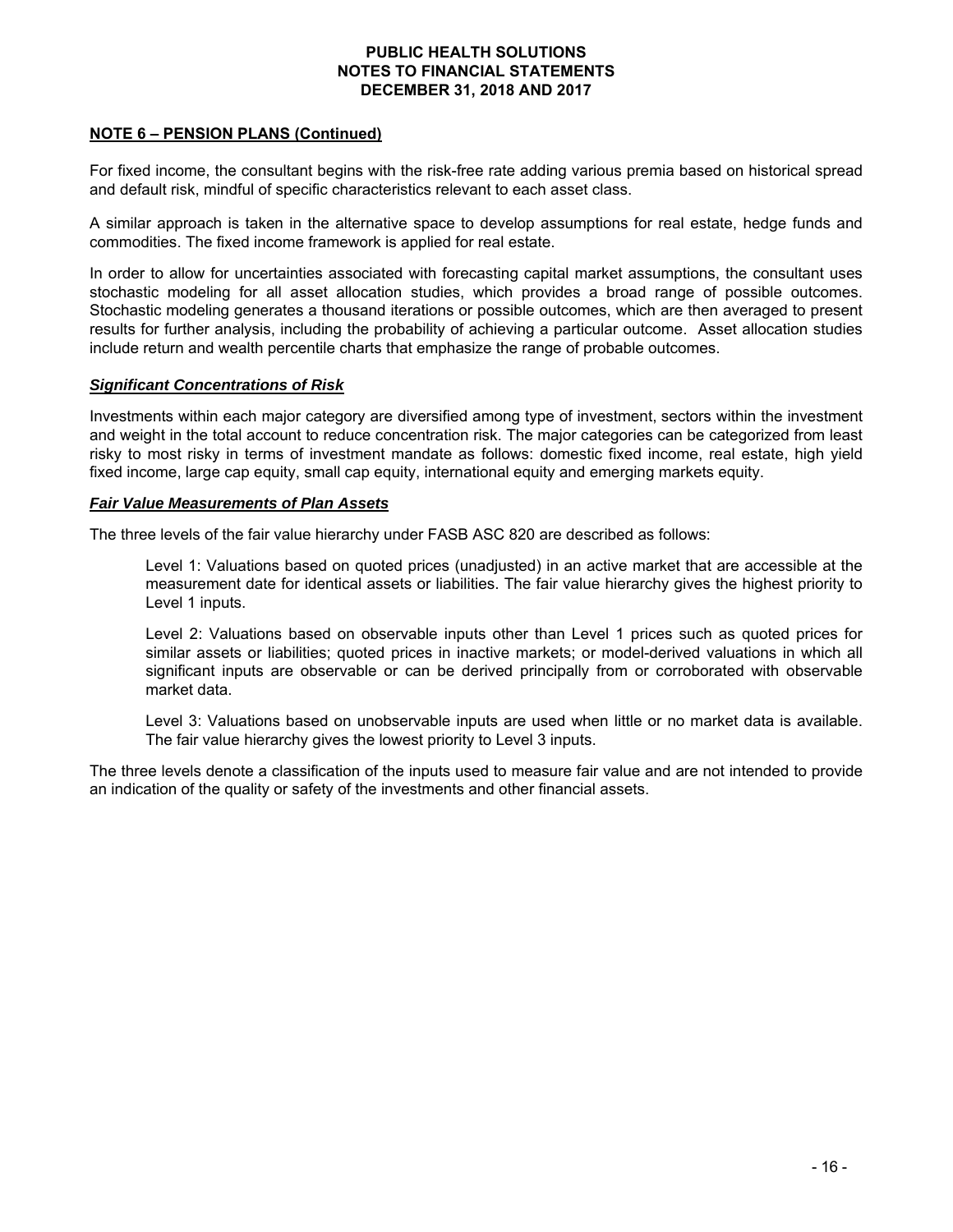## NOTE 6 – PENSION PLANS (Continued)

For fixed income, the consultant begins with the risk-free rate adding various premia based on historical spread and default risk, mindful of specific characteristics relevant to each asset class.

A similar approach is taken in the alternative space to develop assumptions for real estate, hedge funds and commodities. The fixed income framework is applied for real estate.

In order to allow for uncertainties associated with forecasting capital market assumptions, the consultant uses stochastic modeling for all asset allocation studies, which provides a broad range of possible outcomes. Stochastic modeling generates a thousand iterations or possible outcomes, which are then averaged to present results for further analysis, including the probability of achieving a particular outcome. Asset allocation studies include return and wealth percentile charts that emphasize the range of probable outcomes.

### *Significant Concentrations of Risk*

Investments within each major category are diversified among type of investment, sectors within the investment and weight in the total account to reduce concentration risk. The major categories can be categorized from least risky to most risky in terms of investment mandate as follows: domestic fixed income, real estate, high yield fixed income, large cap equity, small cap equity, international equity and emerging markets equity.

### *Fair Value Measurements of Plan Assets*

The three levels of the fair value hierarchy under FASB ASC 820 are described as follows:

> Level 1: Valuations based on quoted prices (unadjusted) in an active market that are accessible at the measurement date for identical assets or liabilities. The fair value hierarchy gives the highest priority to Level 1 inputs.
>
> Level 2: Valuations based on observable inputs other than Level 1 prices such as quoted prices for similar assets or liabilities; quoted prices in inactive markets; or model-derived valuations in which all significant inputs are observable or can be derived principally from or corroborated with observable market data.
>
> Level 3: Valuations based on unobservable inputs are used when little or no market data is available. The fair value hierarchy gives the lowest priority to Level 3 inputs.

The three levels denote a classification of the inputs used to measure fair value and are not intended to provide an indication of the quality or safety of the investments and other financial assets.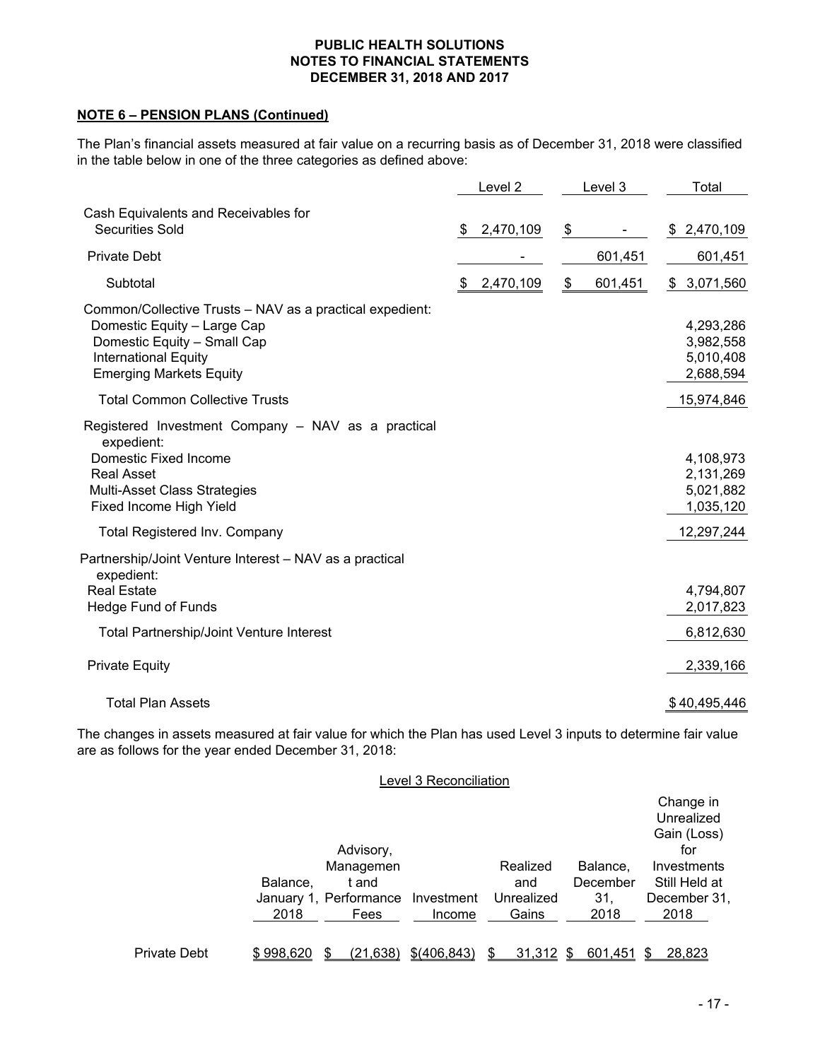**NOTE 6 – PENSION PLANS (Continued)**

The Plan's financial assets measured at fair value on a recurring basis as of December 31, 2018 were classified in the table below in one of the three categories as defined above:

| | Level 2 | Level 3 | Total |
|---|---|---|---|
| Cash Equivalents and Receivables for Securities Sold | $ 2,470,109 | $ - | $ 2,470,109 |
| Private Debt | - | 601,451 | 601,451 |
| Subtotal | $ 2,470,109 | $ 601,451 | $ 3,071,560 |
| Common/Collective Trusts – NAV as a practical expedient: | | | |
| Domestic Equity – Large Cap | | | 4,293,286 |
| Domestic Equity – Small Cap | | | 3,982,558 |
| International Equity | | | 5,010,408 |
| Emerging Markets Equity | | | 2,688,594 |
| Total Common Collective Trusts | | | 15,974,846 |
| Registered Investment Company – NAV as a practical expedient: | | | |
| Domestic Fixed Income | | | 4,108,973 |
| Real Asset | | | 2,131,269 |
| Multi-Asset Class Strategies | | | 5,021,882 |
| Fixed Income High Yield | | | 1,035,120 |
| Total Registered Inv. Company | | | 12,297,244 |
| Partnership/Joint Venture Interest – NAV as a practical expedient: | | | |
| Real Estate | | | 4,794,807 |
| Hedge Fund of Funds | | | 2,017,823 |
| Total Partnership/Joint Venture Interest | | | 6,812,630 |
| Private Equity | | | 2,339,166 |
| Total Plan Assets | | | $ 40,495,446 |

The changes in assets measured at fair value for which the Plan has used Level 3 inputs to determine fair value are as follows for the year ended December 31, 2018:

Level 3 Reconciliation

| | Balance, January 1, 2018 | Advisory, Management and Performance Fees | Investment Income | Realized and Unrealized Gains | Balance, December 31, 2018 | Change in Unrealized Gain (Loss) for Investments Still Held at December 31, 2018 |
|---|---|---|---|---|---|---|
| Private Debt | $ 998,620 | $ (21,638) | $ (406,843) | $ 31,312 | $ 601,451 | $ 28,823 |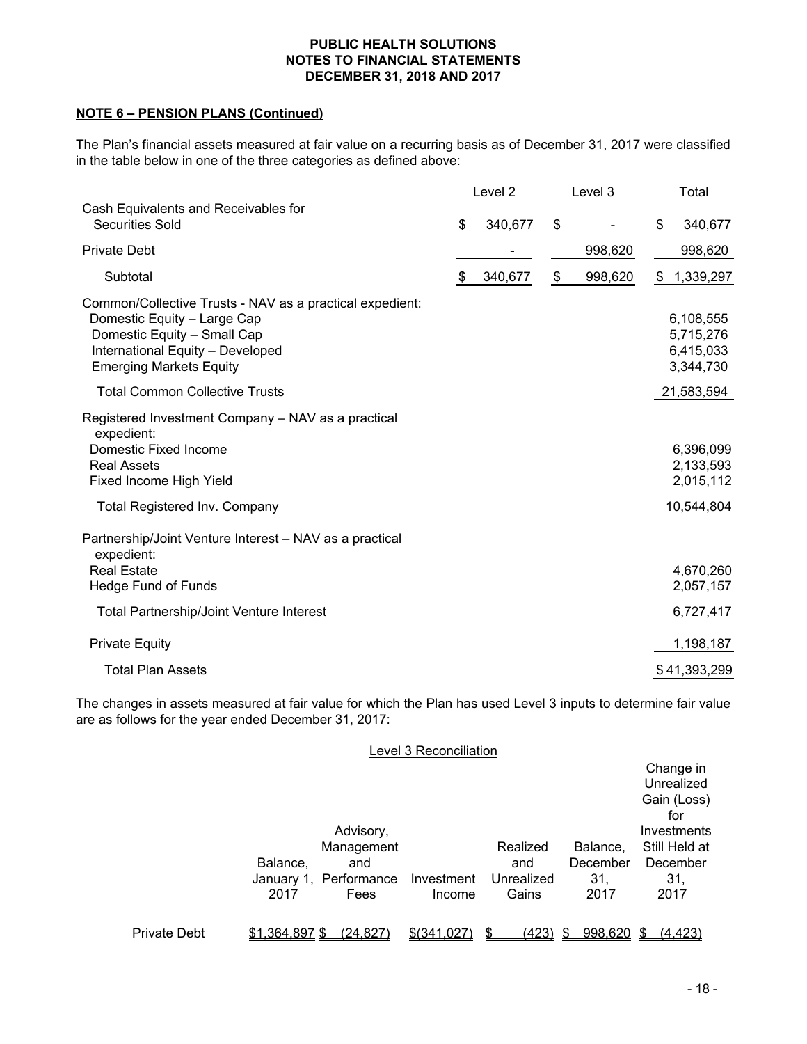## NOTE 6 – PENSION PLANS (Continued)

The Plan's financial assets measured at fair value on a recurring basis as of December 31, 2017 were classified in the table below in one of the three categories as defined above:

| | Level 2 | Level 3 | Total |
|---|---|---|---|
| Cash Equivalents and Receivables for Securities Sold | $ 340,677 | $ - | $ 340,677 |
| Private Debt | - | 998,620 | 998,620 |
| Subtotal | $ 340,677 | $ 998,620 | $ 1,339,297 |
| Common/Collective Trusts - NAV as a practical expedient: | | | |
| Domestic Equity – Large Cap | | | 6,108,555 |
| Domestic Equity – Small Cap | | | 5,715,276 |
| International Equity – Developed | | | 6,415,033 |
| Emerging Markets Equity | | | 3,344,730 |
| Total Common Collective Trusts | | | 21,583,594 |
| Registered Investment Company – NAV as a practical expedient: | | | |
| Domestic Fixed Income | | | 6,396,099 |
| Real Assets | | | 2,133,593 |
| Fixed Income High Yield | | | 2,015,112 |
| Total Registered Inv. Company | | | 10,544,804 |
| Partnership/Joint Venture Interest – NAV as a practical expedient: | | | |
| Real Estate | | | 4,670,260 |
| Hedge Fund of Funds | | | 2,057,157 |
| Total Partnership/Joint Venture Interest | | | 6,727,417 |
| Private Equity | | | 1,198,187 |
| Total Plan Assets | | | $ 41,393,299 |

The changes in assets measured at fair value for which the Plan has used Level 3 inputs to determine fair value are as follows for the year ended December 31, 2017:

Level 3 Reconciliation

| | Balance, January 1, 2017 | Advisory, Management and Performance Fees | Investment Income | Realized and Unrealized Gains | Balance, December 31, 2017 | Change in Unrealized Gain (Loss) for Investments Still Held at December 31, 2017 |
|---|---|---|---|---|---|---|
| Private Debt | $1,364,897 | $ (24,827) | $(341,027) | $ (423) | $ 998,620 | $ (4,423) |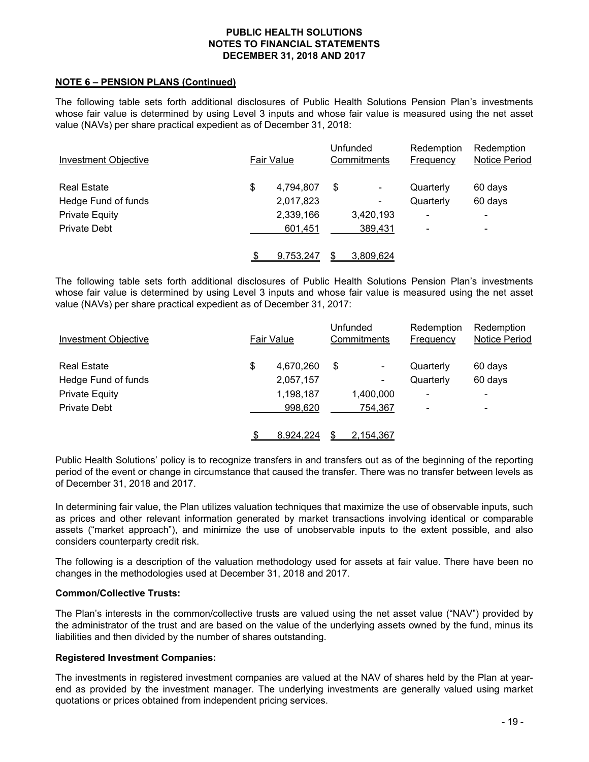## NOTE 6 – PENSION PLANS (Continued)

The following table sets forth additional disclosures of Public Health Solutions Pension Plan's investments whose fair value is determined by using Level 3 inputs and whose fair value is measured using the net asset value (NAVs) per share practical expedient as of December 31, 2018:

| Investment Objective | Fair Value | Unfunded Commitments | Redemption Frequency | Redemption Notice Period |
|---|---|---|---|---|
| Real Estate | $ 4,794,807 | $ - | Quarterly | 60 days |
| Hedge Fund of funds | 2,017,823 | - | Quarterly | 60 days |
| Private Equity | 2,339,166 | 3,420,193 | - | - |
| Private Debt | 601,451 | 389,431 | - | - |
| | $ 9,753,247 | $ 3,809,624 | | |

The following table sets forth additional disclosures of Public Health Solutions Pension Plan's investments whose fair value is determined by using Level 3 inputs and whose fair value is measured using the net asset value (NAVs) per share practical expedient as of December 31, 2017:

| Investment Objective | Fair Value | Unfunded Commitments | Redemption Frequency | Redemption Notice Period |
|---|---|---|---|---|
| Real Estate | $ 4,670,260 | $ - | Quarterly | 60 days |
| Hedge Fund of funds | 2,057,157 | - | Quarterly | 60 days |
| Private Equity | 1,198,187 | 1,400,000 | - | - |
| Private Debt | 998,620 | 754,367 | - | - |
| | $ 8,924,224 | $ 2,154,367 | | |

Public Health Solutions' policy is to recognize transfers in and transfers out as of the beginning of the reporting period of the event or change in circumstance that caused the transfer. There was no transfer between levels as of December 31, 2018 and 2017.

In determining fair value, the Plan utilizes valuation techniques that maximize the use of observable inputs, such as prices and other relevant information generated by market transactions involving identical or comparable assets ("market approach"), and minimize the use of unobservable inputs to the extent possible, and also considers counterparty credit risk.

The following is a description of the valuation methodology used for assets at fair value. There have been no changes in the methodologies used at December 31, 2018 and 2017.

**Common/Collective Trusts:**

The Plan's interests in the common/collective trusts are valued using the net asset value ("NAV") provided by the administrator of the trust and are based on the value of the underlying assets owned by the fund, minus its liabilities and then divided by the number of shares outstanding.

**Registered Investment Companies:**

The investments in registered investment companies are valued at the NAV of shares held by the Plan at year-end as provided by the investment manager. The underlying investments are generally valued using market quotations or prices obtained from independent pricing services.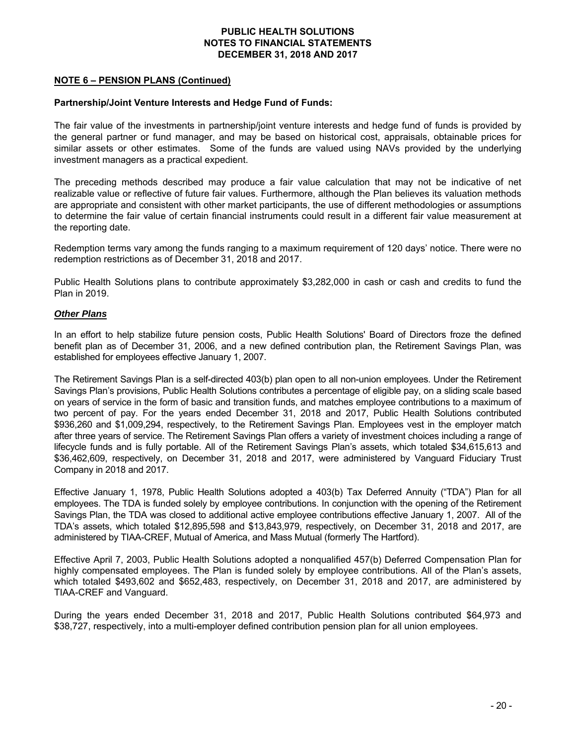## NOTE 6 – PENSION PLANS (Continued)

**Partnership/Joint Venture Interests and Hedge Fund of Funds:**

The fair value of the investments in partnership/joint venture interests and hedge fund of funds is provided by the general partner or fund manager, and may be based on historical cost, appraisals, obtainable prices for similar assets or other estimates. Some of the funds are valued using NAVs provided by the underlying investment managers as a practical expedient.

The preceding methods described may produce a fair value calculation that may not be indicative of net realizable value or reflective of future fair values. Furthermore, although the Plan believes its valuation methods are appropriate and consistent with other market participants, the use of different methodologies or assumptions to determine the fair value of certain financial instruments could result in a different fair value measurement at the reporting date.

Redemption terms vary among the funds ranging to a maximum requirement of 120 days' notice. There were no redemption restrictions as of December 31, 2018 and 2017.

Public Health Solutions plans to contribute approximately $3,282,000 in cash or cash and credits to fund the Plan in 2019.

***Other Plans***

In an effort to help stabilize future pension costs, Public Health Solutions' Board of Directors froze the defined benefit plan as of December 31, 2006, and a new defined contribution plan, the Retirement Savings Plan, was established for employees effective January 1, 2007.

The Retirement Savings Plan is a self-directed 403(b) plan open to all non-union employees. Under the Retirement Savings Plan's provisions, Public Health Solutions contributes a percentage of eligible pay, on a sliding scale based on years of service in the form of basic and transition funds, and matches employee contributions to a maximum of two percent of pay. For the years ended December 31, 2018 and 2017, Public Health Solutions contributed $936,260 and $1,009,294, respectively, to the Retirement Savings Plan. Employees vest in the employer match after three years of service. The Retirement Savings Plan offers a variety of investment choices including a range of lifecycle funds and is fully portable. All of the Retirement Savings Plan's assets, which totaled $34,615,613 and $36,462,609, respectively, on December 31, 2018 and 2017, were administered by Vanguard Fiduciary Trust Company in 2018 and 2017.

Effective January 1, 1978, Public Health Solutions adopted a 403(b) Tax Deferred Annuity ("TDA") Plan for all employees. The TDA is funded solely by employee contributions. In conjunction with the opening of the Retirement Savings Plan, the TDA was closed to additional active employee contributions effective January 1, 2007. All of the TDA's assets, which totaled $12,895,598 and $13,843,979, respectively, on December 31, 2018 and 2017, are administered by TIAA-CREF, Mutual of America, and Mass Mutual (formerly The Hartford).

Effective April 7, 2003, Public Health Solutions adopted a nonqualified 457(b) Deferred Compensation Plan for highly compensated employees. The Plan is funded solely by employee contributions. All of the Plan's assets, which totaled $493,602 and $652,483, respectively, on December 31, 2018 and 2017, are administered by TIAA-CREF and Vanguard.

During the years ended December 31, 2018 and 2017, Public Health Solutions contributed $64,973 and $38,727, respectively, into a multi-employer defined contribution pension plan for all union employees.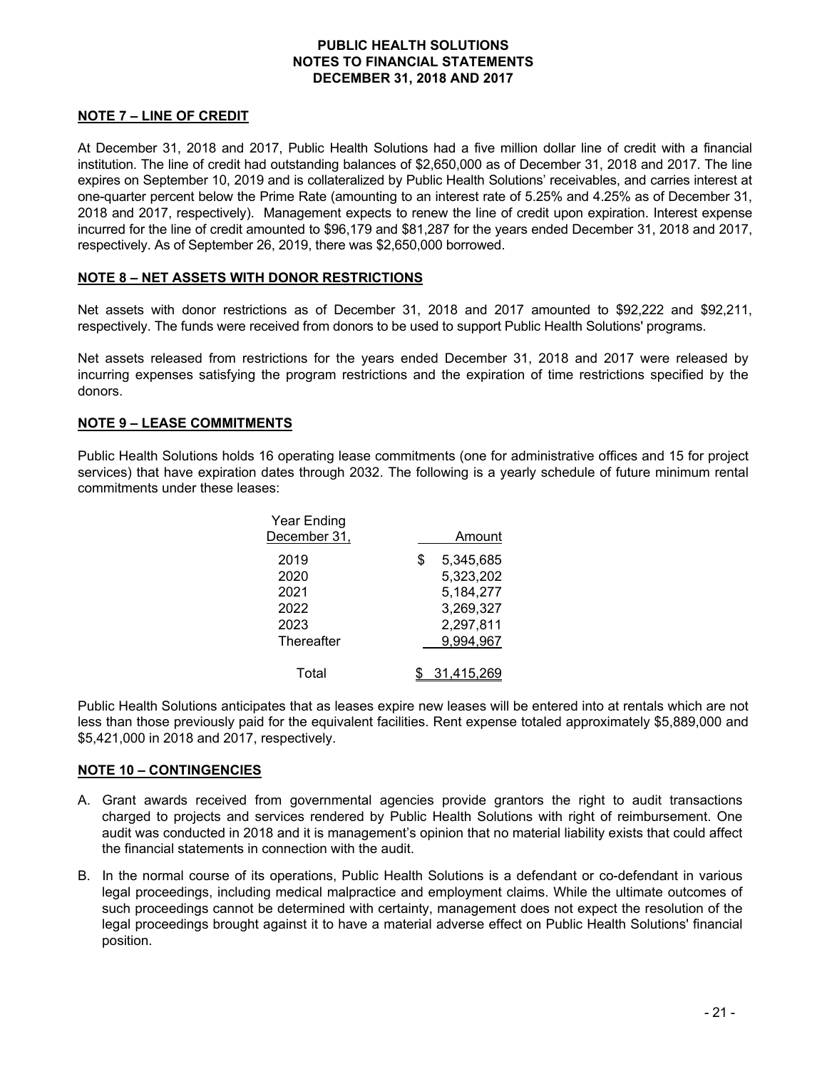## NOTE 7 – LINE OF CREDIT

At December 31, 2018 and 2017, Public Health Solutions had a five million dollar line of credit with a financial institution. The line of credit had outstanding balances of $2,650,000 as of December 31, 2018 and 2017. The line expires on September 10, 2019 and is collateralized by Public Health Solutions' receivables, and carries interest at one-quarter percent below the Prime Rate (amounting to an interest rate of 5.25% and 4.25% as of December 31, 2018 and 2017, respectively). Management expects to renew the line of credit upon expiration. Interest expense incurred for the line of credit amounted to $96,179 and $81,287 for the years ended December 31, 2018 and 2017, respectively. As of September 26, 2019, there was $2,650,000 borrowed.

## NOTE 8 – NET ASSETS WITH DONOR RESTRICTIONS

Net assets with donor restrictions as of December 31, 2018 and 2017 amounted to $92,222 and $92,211, respectively. The funds were received from donors to be used to support Public Health Solutions' programs.

Net assets released from restrictions for the years ended December 31, 2018 and 2017 were released by incurring expenses satisfying the program restrictions and the expiration of time restrictions specified by the donors.

## NOTE 9 – LEASE COMMITMENTS

Public Health Solutions holds 16 operating lease commitments (one for administrative offices and 15 for project services) that have expiration dates through 2032. The following is a yearly schedule of future minimum rental commitments under these leases:

| Year Ending December 31, | Amount |
|---|---|
| 2019 | $ 5,345,685 |
| 2020 | 5,323,202 |
| 2021 | 5,184,277 |
| 2022 | 3,269,327 |
| 2023 | 2,297,811 |
| Thereafter | 9,994,967 |
| Total | $ 31,415,269 |

Public Health Solutions anticipates that as leases expire new leases will be entered into at rentals which are not less than those previously paid for the equivalent facilities. Rent expense totaled approximately $5,889,000 and $5,421,000 in 2018 and 2017, respectively.

## NOTE 10 – CONTINGENCIES

A. Grant awards received from governmental agencies provide grantors the right to audit transactions charged to projects and services rendered by Public Health Solutions with right of reimbursement. One audit was conducted in 2018 and it is management's opinion that no material liability exists that could affect the financial statements in connection with the audit.

B. In the normal course of its operations, Public Health Solutions is a defendant or co-defendant in various legal proceedings, including medical malpractice and employment claims. While the ultimate outcomes of such proceedings cannot be determined with certainty, management does not expect the resolution of the legal proceedings brought against it to have a material adverse effect on Public Health Solutions' financial position.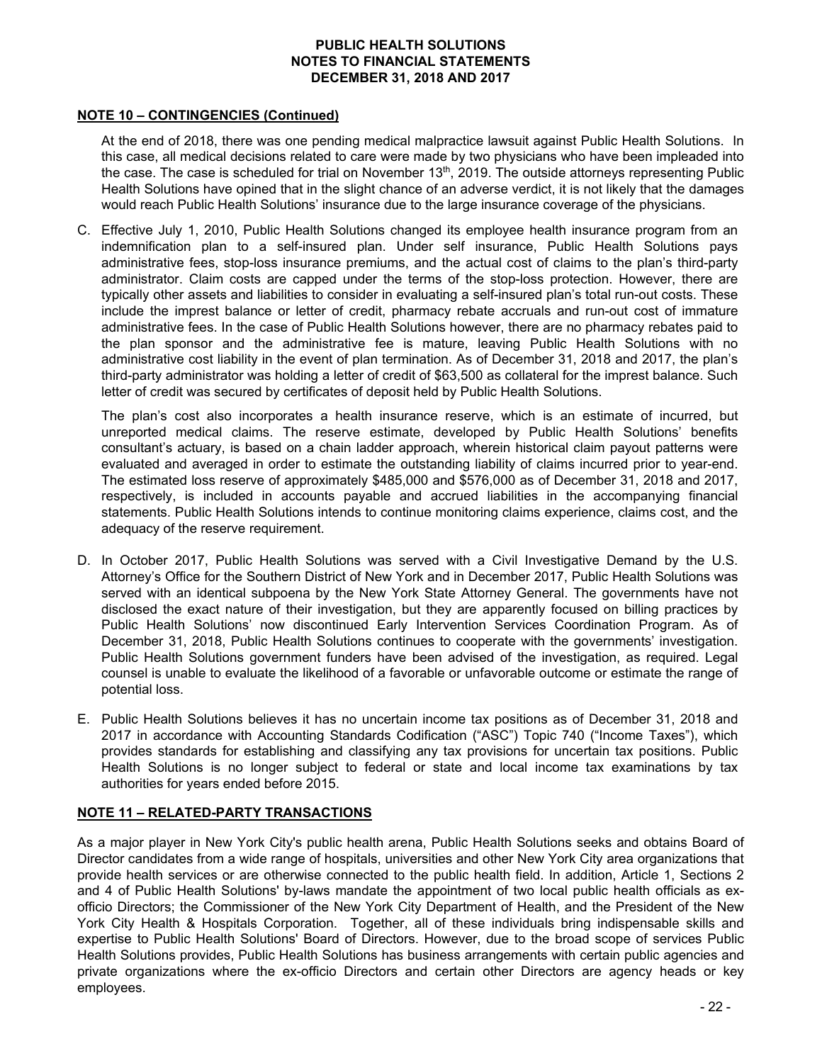## NOTE 10 – CONTINGENCIES (Continued)

At the end of 2018, there was one pending medical malpractice lawsuit against Public Health Solutions. In this case, all medical decisions related to care were made by two physicians who have been impleaded into the case. The case is scheduled for trial on November 13th, 2019. The outside attorneys representing Public Health Solutions have opined that in the slight chance of an adverse verdict, it is not likely that the damages would reach Public Health Solutions' insurance due to the large insurance coverage of the physicians.

C. Effective July 1, 2010, Public Health Solutions changed its employee health insurance program from an indemnification plan to a self-insured plan. Under self insurance, Public Health Solutions pays administrative fees, stop-loss insurance premiums, and the actual cost of claims to the plan's third-party administrator. Claim costs are capped under the terms of the stop-loss protection. However, there are typically other assets and liabilities to consider in evaluating a self-insured plan's total run-out costs. These include the imprest balance or letter of credit, pharmacy rebate accruals and run-out cost of immature administrative fees. In the case of Public Health Solutions however, there are no pharmacy rebates paid to the plan sponsor and the administrative fee is mature, leaving Public Health Solutions with no administrative cost liability in the event of plan termination. As of December 31, 2018 and 2017, the plan's third-party administrator was holding a letter of credit of $63,500 as collateral for the imprest balance. Such letter of credit was secured by certificates of deposit held by Public Health Solutions.

   The plan's cost also incorporates a health insurance reserve, which is an estimate of incurred, but unreported medical claims. The reserve estimate, developed by Public Health Solutions' benefits consultant's actuary, is based on a chain ladder approach, wherein historical claim payout patterns were evaluated and averaged in order to estimate the outstanding liability of claims incurred prior to year-end. The estimated loss reserve of approximately $485,000 and $576,000 as of December 31, 2018 and 2017, respectively, is included in accounts payable and accrued liabilities in the accompanying financial statements. Public Health Solutions intends to continue monitoring claims experience, claims cost, and the adequacy of the reserve requirement.

D. In October 2017, Public Health Solutions was served with a Civil Investigative Demand by the U.S. Attorney's Office for the Southern District of New York and in December 2017, Public Health Solutions was served with an identical subpoena by the New York State Attorney General. The governments have not disclosed the exact nature of their investigation, but they are apparently focused on billing practices by Public Health Solutions' now discontinued Early Intervention Services Coordination Program. As of December 31, 2018, Public Health Solutions continues to cooperate with the governments' investigation. Public Health Solutions government funders have been advised of the investigation, as required. Legal counsel is unable to evaluate the likelihood of a favorable or unfavorable outcome or estimate the range of potential loss.

E. Public Health Solutions believes it has no uncertain income tax positions as of December 31, 2018 and 2017 in accordance with Accounting Standards Codification ("ASC") Topic 740 ("Income Taxes"), which provides standards for establishing and classifying any tax provisions for uncertain tax positions. Public Health Solutions is no longer subject to federal or state and local income tax examinations by tax authorities for years ended before 2015.

## NOTE 11 – RELATED-PARTY TRANSACTIONS

As a major player in New York City's public health arena, Public Health Solutions seeks and obtains Board of Director candidates from a wide range of hospitals, universities and other New York City area organizations that provide health services or are otherwise connected to the public health field. In addition, Article 1, Sections 2 and 4 of Public Health Solutions' by-laws mandate the appointment of two local public health officials as ex-officio Directors; the Commissioner of the New York City Department of Health, and the President of the New York City Health & Hospitals Corporation. Together, all of these individuals bring indispensable skills and expertise to Public Health Solutions' Board of Directors. However, due to the broad scope of services Public Health Solutions provides, Public Health Solutions has business arrangements with certain public agencies and private organizations where the ex-officio Directors and certain other Directors are agency heads or key employees.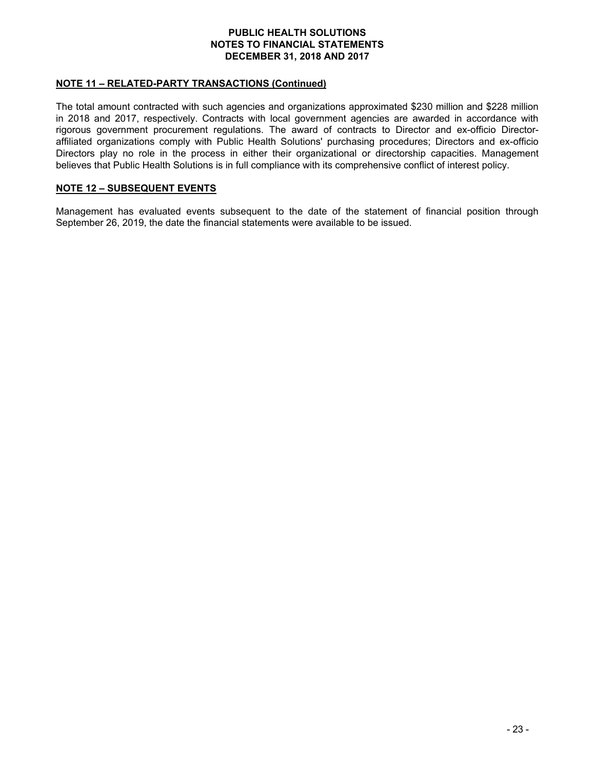## NOTE 11 – RELATED-PARTY TRANSACTIONS (Continued)

The total amount contracted with such agencies and organizations approximated $230 million and $228 million in 2018 and 2017, respectively. Contracts with local government agencies are awarded in accordance with rigorous government procurement regulations. The award of contracts to Director and ex-officio Director-affiliated organizations comply with Public Health Solutions' purchasing procedures; Directors and ex-officio Directors play no role in the process in either their organizational or directorship capacities. Management believes that Public Health Solutions is in full compliance with its comprehensive conflict of interest policy.

## NOTE 12 – SUBSEQUENT EVENTS

Management has evaluated events subsequent to the date of the statement of financial position through September 26, 2019, the date the financial statements were available to be issued.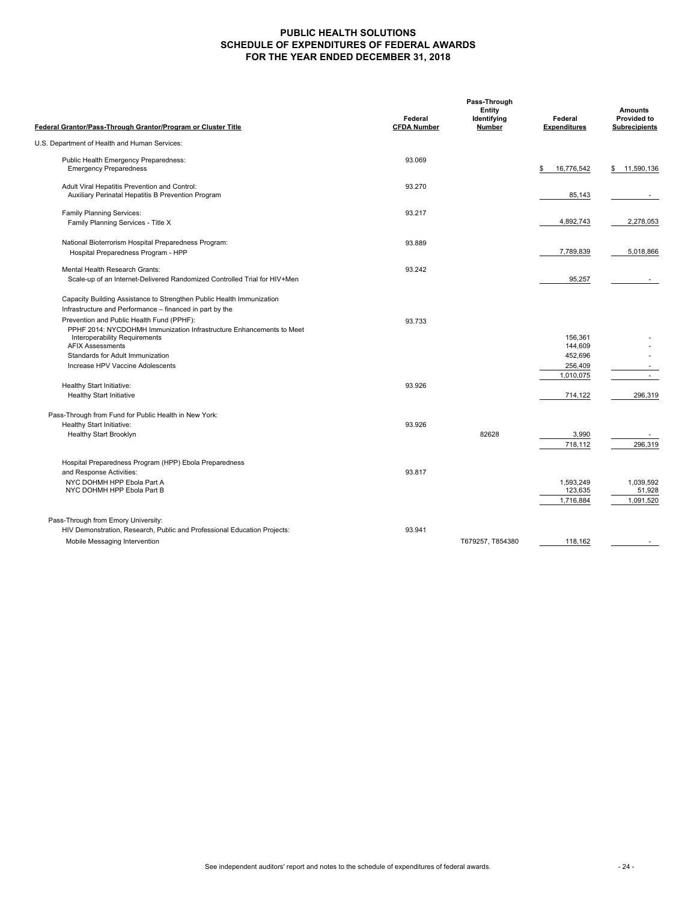# PUBLIC HEALTH SOLUTIONS
## SCHEDULE OF EXPENDITURES OF FEDERAL AWARDS
## FOR THE YEAR ENDED DECEMBER 31, 2018

| Federal Grantor/Pass-Through Grantor/Program or Cluster Title | Federal CFDA Number | Pass-Through Entity Identifying Number | Federal Expenditures | Amounts Provided to Subrecipients |
|---|---|---|---|---|
| U.S. Department of Health and Human Services: | | | | |
| Public Health Emergency Preparedness: | 93.069 | | | |
| Emergency Preparedness | | | $ 16,776,542 | $ 11,590,136 |
| Adult Viral Hepatitis Prevention and Control: | 93.270 | | | |
| Auxiliary Perinatal Hepatitis B Prevention Program | | | 85,143 | - |
| Family Planning Services: | 93.217 | | | |
| Family Planning Services - Title X | | | 4,892,743 | 2,278,053 |
| National Bioterrorism Hospital Preparedness Program: | 93.889 | | | |
| Hospital Preparedness Program - HPP | | | 7,789,839 | 5,018,866 |
| Mental Health Research Grants: | 93.242 | | | |
| Scale-up of an Internet-Delivered Randomized Controlled Trial for HIV+Men | | | 95,257 | - |
| Capacity Building Assistance to Strengthen Public Health Immunization Infrastructure and Performance – financed in part by the Prevention and Public Health Fund (PPHF): | 93.733 | | | |
| PPHF 2014: NYCDOHMH Immunization Infrastructure Enhancements to Meet Interoperability Requirements | | | 156,361 | - |
| AFIX Assessments | | | 144,609 | - |
| Standards for Adult Immunization | | | 452,696 | - |
| Increase HPV Vaccine Adolescents | | | 256,409 | - |
| | | | 1,010,075 | - |
| Healthy Start Initiative: | 93.926 | | | |
| Healthy Start Initiative | | | 714,122 | 296,319 |
| Pass-Through from Fund for Public Health in New York: | | | | |
| Healthy Start Initiative: | 93.926 | | | |
| Healthy Start Brooklyn | | 82628 | 3,990 | - |
| | | | 718,112 | 296,319 |
| Hospital Preparedness Program (HPP) Ebola Preparedness and Response Activities: | 93.817 | | | |
| NYC DOHMH HPP Ebola Part A | | | 1,593,249 | 1,039,592 |
| NYC DOHMH HPP Ebola Part B | | | 123,635 | 51,928 |
| | | | 1,716,884 | 1,091,520 |
| Pass-Through from Emory University: | | | | |
| HIV Demonstration, Research, Public and Professional Education Projects: | 93.941 | | | |
| Mobile Messaging Intervention | | T679257, T854380 | 118,162 | - |

See independent auditors' report and notes to the schedule of expenditures of federal awards.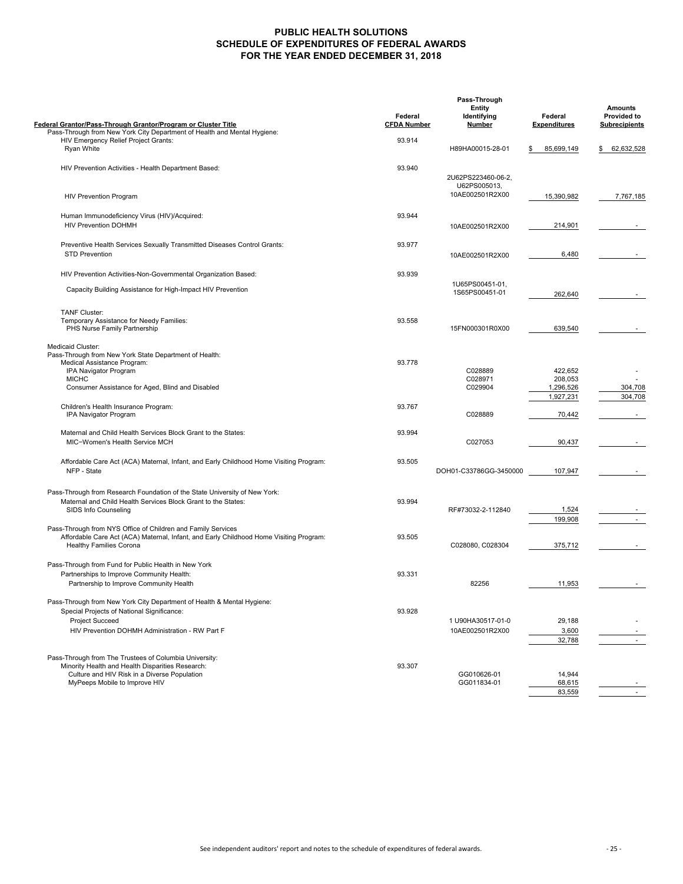# PUBLIC HEALTH SOLUTIONS
## SCHEDULE OF EXPENDITURES OF FEDERAL AWARDS
## FOR THE YEAR ENDED DECEMBER 31, 2018

| Federal Grantor/Pass-Through Grantor/Program or Cluster Title | Federal CFDA Number | Pass-Through Entity Identifying Number | Federal Expenditures | Amounts Provided to Subrecipients |
|---|---|---|---|---|
| Pass-Through from New York City Department of Health and Mental Hygiene: | | | | |
| HIV Emergency Relief Project Grants: | 93.914 | | | |
| Ryan White | | H89HA00015-28-01 | $ 85,699,149 | $ 62,632,528 |
| HIV Prevention Activities - Health Department Based: | 93.940 | | | |
| HIV Prevention Program | | 2U62PS223460-06-2, U62PS005013, 10AE002501R2X00 | 15,390,982 | 7,767,185 |
| Human Immunodeficiency Virus (HIV)/Acquired: | 93.944 | | | |
| HIV Prevention DOHMH | | 10AE002501R2X00 | 214,901 | - |
| Preventive Health Services Sexually Transmitted Diseases Control Grants: | 93.977 | | | |
| STD Prevention | | 10AE002501R2X00 | 6,480 | - |
| HIV Prevention Activities-Non-Governmental Organization Based: | 93.939 | | | |
| Capacity Building Assistance for High-Impact HIV Prevention | | 1U65PS00451-01, 1S65PS00451-01 | 262,640 | - |
| TANF Cluster: | | | | |
| Temporary Assistance for Needy Families: | 93.558 | | | |
| PHS Nurse Family Partnership | | 15FN000301R0X00 | 639,540 | - |
| Medicaid Cluster: | | | | |
| Pass-Through from New York State Department of Health: | | | | |
| Medical Assistance Program: | 93.778 | | | |
| IPA Navigator Program | | C028889 | 422,652 | - |
| MICHC | | C028971 | 208,053 | - |
| Consumer Assistance for Aged, Blind and Disabled | | C029904 | 1,296,526 | 304,708 |
| | | | 1,927,231 | 304,708 |
| Children's Health Insurance Program: | 93.767 | | | |
| IPA Navigator Program | | C028889 | 70,442 | - |
| Maternal and Child Health Services Block Grant to the States: | 93.994 | | | |
| MIC−Women's Health Service MCH | | C027053 | 90,437 | - |
| Affordable Care Act (ACA) Maternal, Infant, and Early Childhood Home Visiting Program: | 93.505 | | | |
| NFP - State | | DOH01-C33786GG-3450000 | 107,947 | - |
| Pass-Through from Research Foundation of the State University of New York: | | | | |
| Maternal and Child Health Services Block Grant to the States: | 93.994 | | | |
| SIDS Info Counseling | | RF#73032-2-112840 | 1,524 | - |
| | | | 199,908 | - |
| Pass-Through from NYS Office of Children and Family Services | | | | |
| Affordable Care Act (ACA) Maternal, Infant, and Early Childhood Home Visiting Program: | 93.505 | | | |
| Healthy Families Corona | | C028080, C028304 | 375,712 | - |
| Pass-Through from Fund for Public Health in New York | | | | |
| Partnerships to Improve Community Health: | 93.331 | | | |
| Partnership to Improve Community Health | | 82256 | 11,953 | - |
| Pass-Through from New York City Department of Health & Mental Hygiene: | | | | |
| Special Projects of National Significance: | 93.928 | | | |
| Project Succeed | | 1 U90HA30517-01-0 | 29,188 | - |
| HIV Prevention DOHMH Administration - RW Part F | | 10AE002501R2X00 | 3,600 | - |
| | | | 32,788 | - |
| Pass-Through from The Trustees of Columbia University: | | | | |
| Minority Health and Health Disparities Research: | 93.307 | | | |
| Culture and HIV Risk in a Diverse Population | | GG010626-01 | 14,944 | |
| MyPeeps Mobile to Improve HIV | | GG011834-01 | 68,615 | - |
| | | | 83,559 | - |

See independent auditors' report and notes to the schedule of expenditures of federal awards.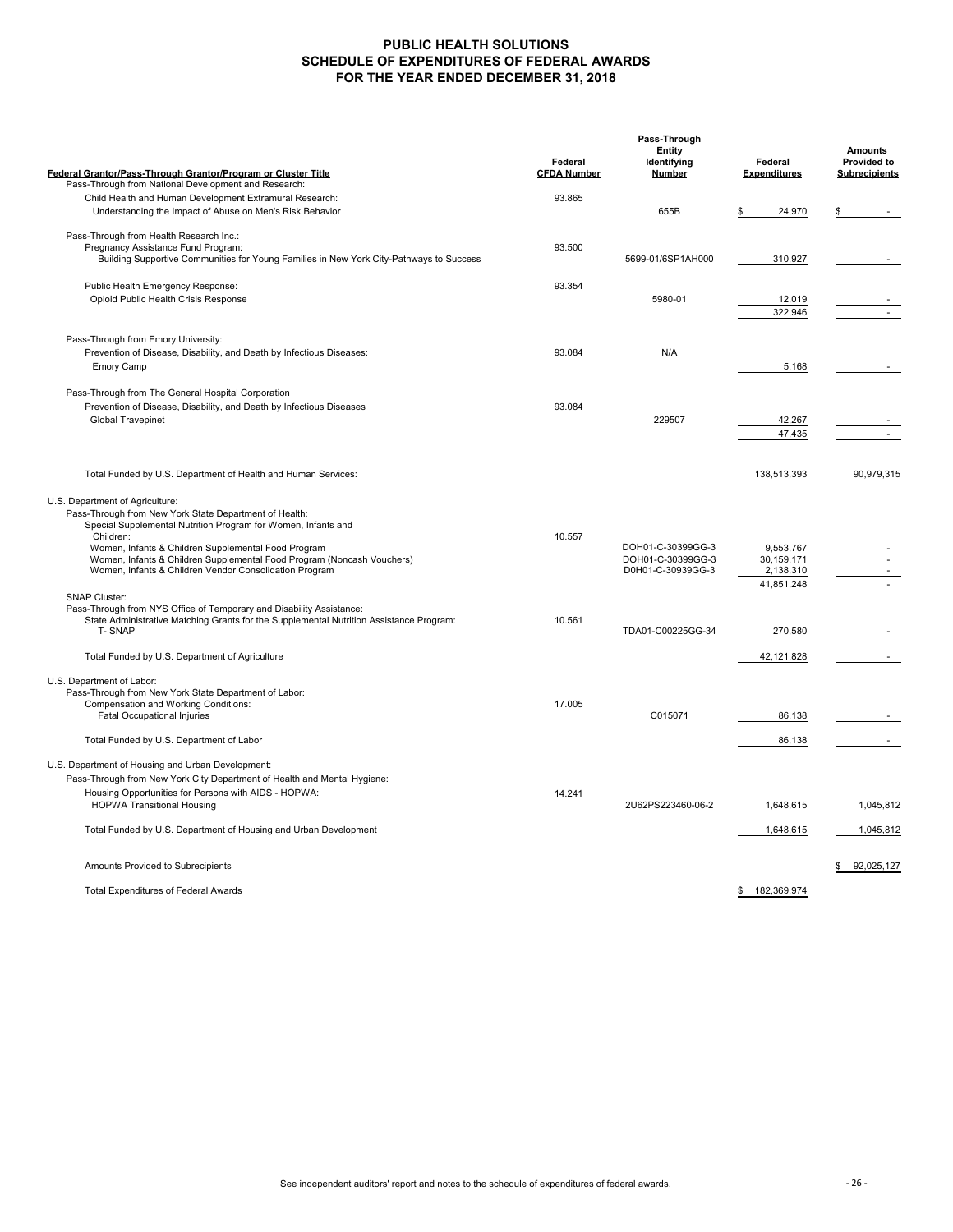# PUBLIC HEALTH SOLUTIONS
## SCHEDULE OF EXPENDITURES OF FEDERAL AWARDS
## FOR THE YEAR ENDED DECEMBER 31, 2018

| Federal Grantor/Pass-Through Grantor/Program or Cluster Title | Federal CFDA Number | Pass-Through Entity Identifying Number | Federal Expenditures | Amounts Provided to Subrecipients |
|---|---|---|---|---|
| Pass-Through from National Development and Research: | | | | |
| Child Health and Human Development Extramural Research: | 93.865 | | | |
| Understanding the Impact of Abuse on Men's Risk Behavior | | 655B | $ 24,970 | $ - |
| Pass-Through from Health Research Inc.: | | | | |
| Pregnancy Assistance Fund Program: | 93.500 | | | |
| Building Supportive Communities for Young Families in New York City-Pathways to Success | | 5699-01/6SP1AH000 | 310,927 | - |
| Public Health Emergency Response: | 93.354 | | | |
| Opioid Public Health Crisis Response | | 5980-01 | 12,019 | - |
| | | | 322,946 | - |
| Pass-Through from Emory University: | | | | |
| Prevention of Disease, Disability, and Death by Infectious Diseases: | 93.084 | N/A | | |
| Emory Camp | | | 5,168 | - |
| Pass-Through from The General Hospital Corporation | | | | |
| Prevention of Disease, Disability, and Death by Infectious Diseases | 93.084 | | | |
| Global Travepinet | | 229507 | 42,267 | - |
| | | | 47,435 | - |
| Total Funded by U.S. Department of Health and Human Services: | | | 138,513,393 | 90,979,315 |
| U.S. Department of Agriculture: | | | | |
| Pass-Through from New York State Department of Health: | | | | |
| Special Supplemental Nutrition Program for Women, Infants and Children: | 10.557 | | | |
| Women, Infants & Children Supplemental Food Program | | DOH01-C-30399GG-3 | 9,553,767 | - |
| Women, Infants & Children Supplemental Food Program (Noncash Vouchers) | | DOH01-C-30399GG-3 | 30,159,171 | - |
| Women, Infants & Children Vendor Consolidation Program | | D0H01-C-30939GG-3 | 2,138,310 | - |
| | | | 41,851,248 | - |
| SNAP Cluster: | | | | |
| Pass-Through from NYS Office of Temporary and Disability Assistance: | | | | |
| State Administrative Matching Grants for the Supplemental Nutrition Assistance Program: | 10.561 | | | |
| T- SNAP | | TDA01-C00225GG-34 | 270,580 | - |
| Total Funded by U.S. Department of Agriculture | | | 42,121,828 | - |
| U.S. Department of Labor: | | | | |
| Pass-Through from New York State Department of Labor: | | | | |
| Compensation and Working Conditions: | 17.005 | | | |
| Fatal Occupational Injuries | | C015071 | 86,138 | - |
| Total Funded by U.S. Department of Labor | | | 86,138 | - |
| U.S. Department of Housing and Urban Development: | | | | |
| Pass-Through from New York City Department of Health and Mental Hygiene: | | | | |
| Housing Opportunities for Persons with AIDS - HOPWA: | 14.241 | | | |
| HOPWA Transitional Housing | | 2U62PS223460-06-2 | 1,648,615 | 1,045,812 |
| Total Funded by U.S. Department of Housing and Urban Development | | | 1,648,615 | 1,045,812 |
| Amounts Provided to Subrecipients | | | | $ 92,025,127 |
| Total Expenditures of Federal Awards | | | $ 182,369,974 | |

See independent auditors' report and notes to the schedule of expenditures of federal awards.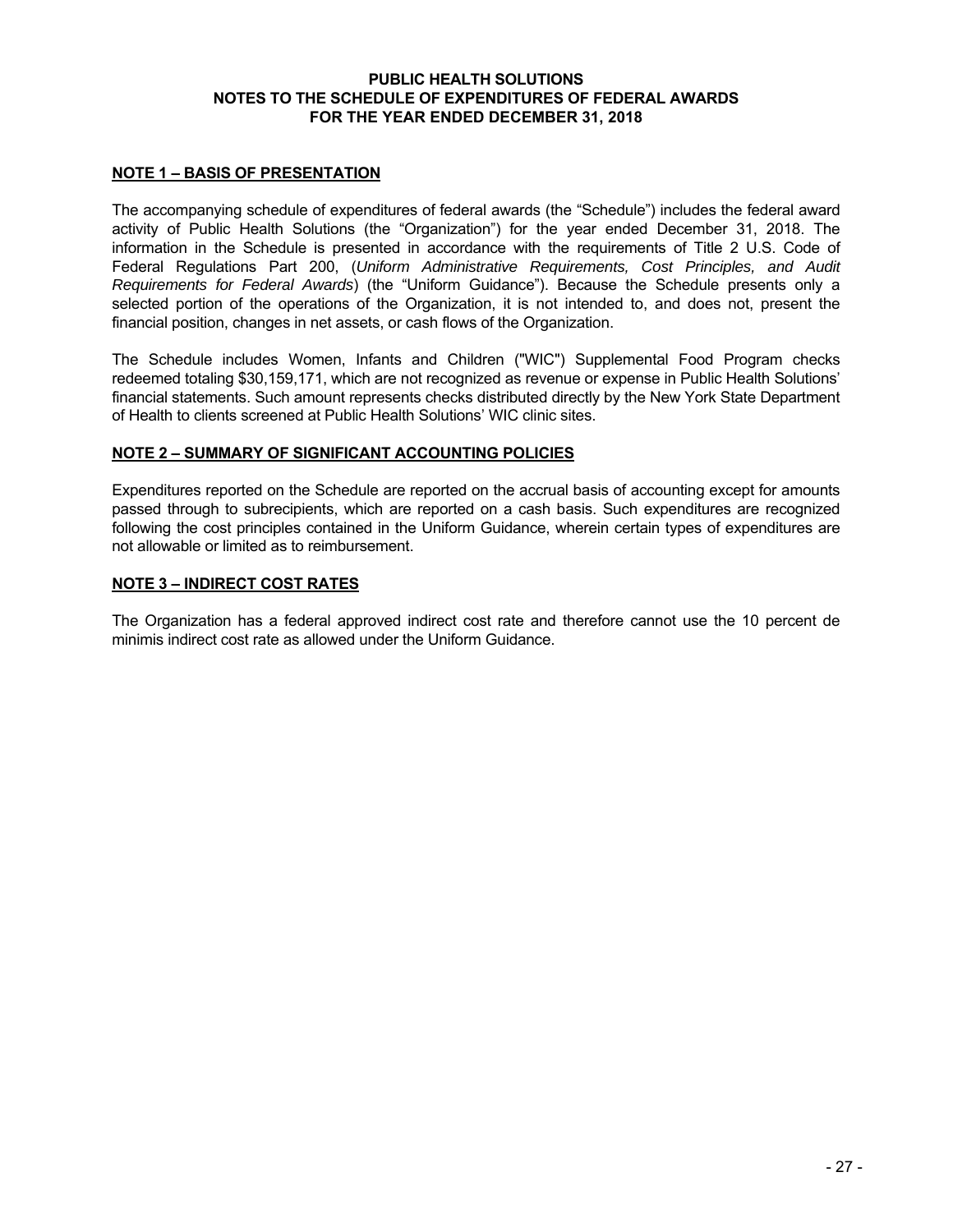# PUBLIC HEALTH SOLUTIONS
## NOTES TO THE SCHEDULE OF EXPENDITURES OF FEDERAL AWARDS
## FOR THE YEAR ENDED DECEMBER 31, 2018

### NOTE 1 – BASIS OF PRESENTATION

The accompanying schedule of expenditures of federal awards (the "Schedule") includes the federal award activity of Public Health Solutions (the "Organization") for the year ended December 31, 2018. The information in the Schedule is presented in accordance with the requirements of Title 2 U.S. Code of Federal Regulations Part 200, (*Uniform Administrative Requirements, Cost Principles, and Audit Requirements for Federal Awards*) (the "Uniform Guidance"). Because the Schedule presents only a selected portion of the operations of the Organization, it is not intended to, and does not, present the financial position, changes in net assets, or cash flows of the Organization.

The Schedule includes Women, Infants and Children ("WIC") Supplemental Food Program checks redeemed totaling $30,159,171, which are not recognized as revenue or expense in Public Health Solutions' financial statements. Such amount represents checks distributed directly by the New York State Department of Health to clients screened at Public Health Solutions' WIC clinic sites.

### NOTE 2 – SUMMARY OF SIGNIFICANT ACCOUNTING POLICIES

Expenditures reported on the Schedule are reported on the accrual basis of accounting except for amounts passed through to subrecipients, which are reported on a cash basis. Such expenditures are recognized following the cost principles contained in the Uniform Guidance, wherein certain types of expenditures are not allowable or limited as to reimbursement.

### NOTE 3 – INDIRECT COST RATES

The Organization has a federal approved indirect cost rate and therefore cannot use the 10 percent de minimis indirect cost rate as allowed under the Uniform Guidance.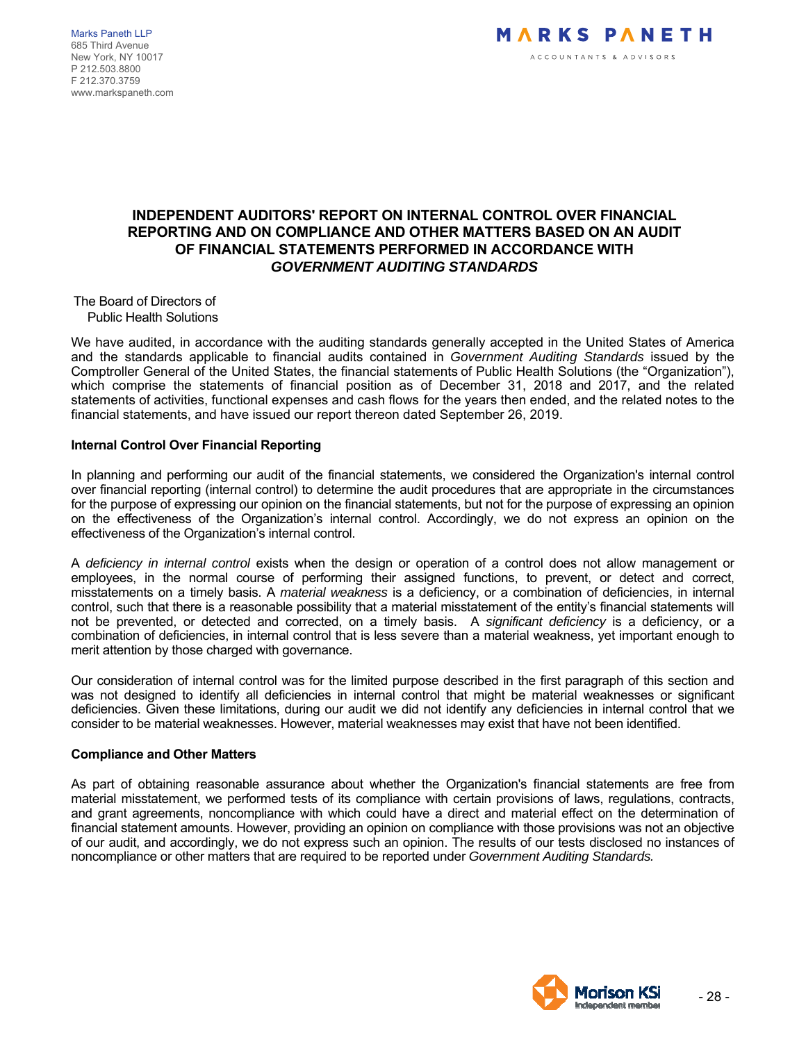Marks Paneth LLP
685 Third Avenue
New York, NY 10017
P 212.503.8800
F 212.370.3759
www.markspaneth.com

MARKS PANETH
ACCOUNTANTS & ADVISORS

# INDEPENDENT AUDITORS' REPORT ON INTERNAL CONTROL OVER FINANCIAL REPORTING AND ON COMPLIANCE AND OTHER MATTERS BASED ON AN AUDIT OF FINANCIAL STATEMENTS PERFORMED IN ACCORDANCE WITH *GOVERNMENT AUDITING STANDARDS*

The Board of Directors of
Public Health Solutions

We have audited, in accordance with the auditing standards generally accepted in the United States of America and the standards applicable to financial audits contained in *Government Auditing Standards* issued by the Comptroller General of the United States, the financial statements of Public Health Solutions (the "Organization"), which comprise the statements of financial position as of December 31, 2018 and 2017, and the related statements of activities, functional expenses and cash flows for the years then ended, and the related notes to the financial statements, and have issued our report thereon dated September 26, 2019.

**Internal Control Over Financial Reporting**

In planning and performing our audit of the financial statements, we considered the Organization's internal control over financial reporting (internal control) to determine the audit procedures that are appropriate in the circumstances for the purpose of expressing our opinion on the financial statements, but not for the purpose of expressing an opinion on the effectiveness of the Organization's internal control. Accordingly, we do not express an opinion on the effectiveness of the Organization's internal control.

A *deficiency in internal control* exists when the design or operation of a control does not allow management or employees, in the normal course of performing their assigned functions, to prevent, or detect and correct, misstatements on a timely basis. A *material weakness* is a deficiency, or a combination of deficiencies, in internal control, such that there is a reasonable possibility that a material misstatement of the entity's financial statements will not be prevented, or detected and corrected, on a timely basis. A *significant deficiency* is a deficiency, or a combination of deficiencies, in internal control that is less severe than a material weakness, yet important enough to merit attention by those charged with governance.

Our consideration of internal control was for the limited purpose described in the first paragraph of this section and was not designed to identify all deficiencies in internal control that might be material weaknesses or significant deficiencies. Given these limitations, during our audit we did not identify any deficiencies in internal control that we consider to be material weaknesses. However, material weaknesses may exist that have not been identified.

**Compliance and Other Matters**

As part of obtaining reasonable assurance about whether the Organization's financial statements are free from material misstatement, we performed tests of its compliance with certain provisions of laws, regulations, contracts, and grant agreements, noncompliance with which could have a direct and material effect on the determination of financial statement amounts. However, providing an opinion on compliance with those provisions was not an objective of our audit, and accordingly, we do not express such an opinion. The results of our tests disclosed no instances of noncompliance or other matters that are required to be reported under *Government Auditing Standards.*

Morison KSi Independent member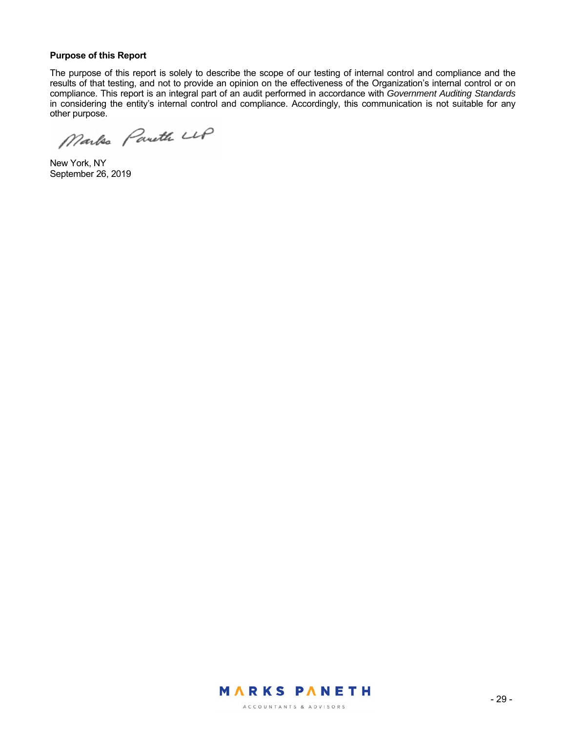**Purpose of this Report**

The purpose of this report is solely to describe the scope of our testing of internal control and compliance and the results of that testing, and not to provide an opinion on the effectiveness of the Organization's internal control or on compliance. This report is an integral part of an audit performed in accordance with *Government Auditing Standards* in considering the entity's internal control and compliance. Accordingly, this communication is not suitable for any other purpose.

Marks Paneth LLP

New York, NY
September 26, 2019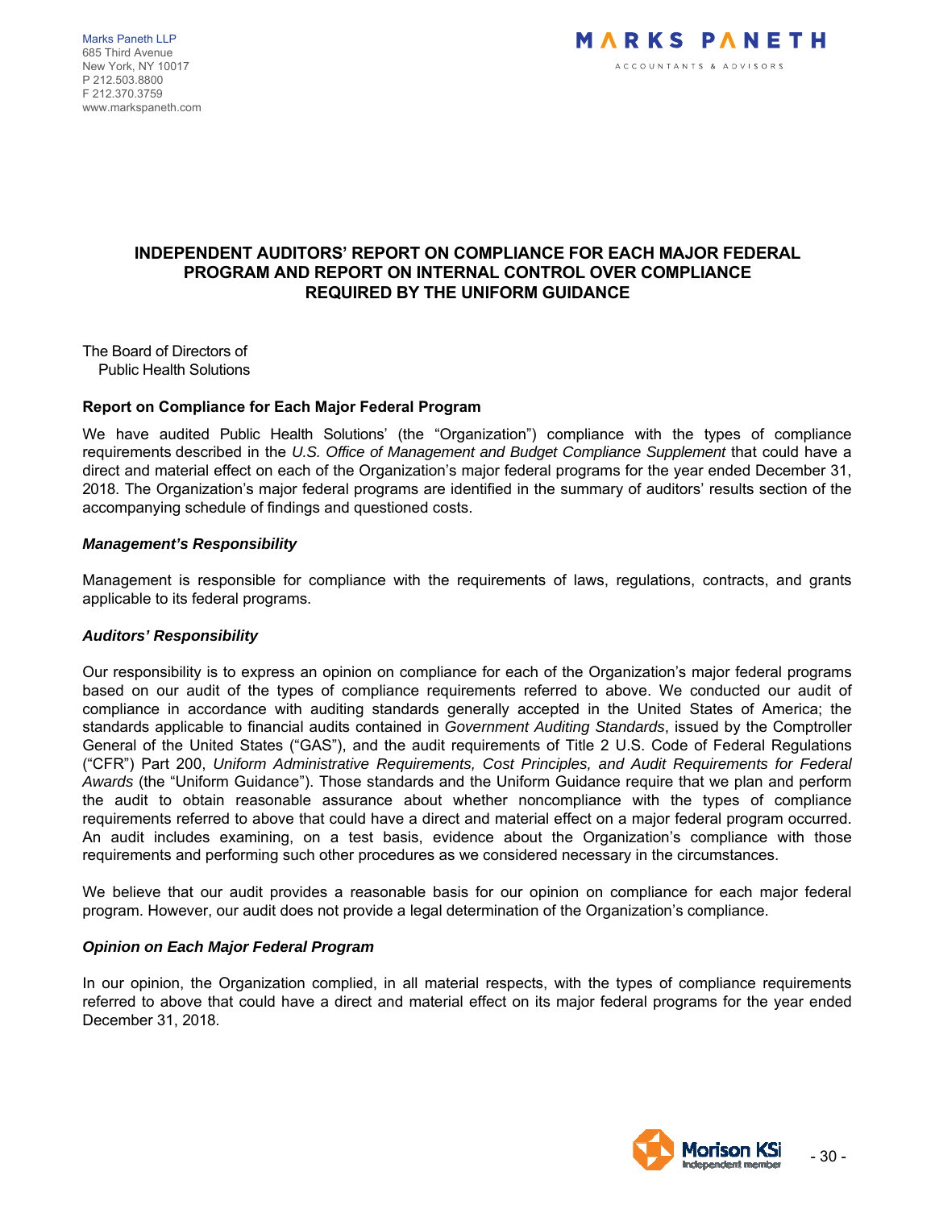Marks Paneth LLP
685 Third Avenue
New York, NY 10017
P 212.503.8800
F 212.370.3759
www.markspaneth.com

**MARKS PANETH**
ACCOUNTANTS & ADVISORS

# INDEPENDENT AUDITORS' REPORT ON COMPLIANCE FOR EACH MAJOR FEDERAL PROGRAM AND REPORT ON INTERNAL CONTROL OVER COMPLIANCE REQUIRED BY THE UNIFORM GUIDANCE

The Board of Directors of
Public Health Solutions

**Report on Compliance for Each Major Federal Program**

We have audited Public Health Solutions' (the "Organization") compliance with the types of compliance requirements described in the *U.S. Office of Management and Budget Compliance Supplement* that could have a direct and material effect on each of the Organization's major federal programs for the year ended December 31, 2018. The Organization's major federal programs are identified in the summary of auditors' results section of the accompanying schedule of findings and questioned costs.

***Management's Responsibility***

Management is responsible for compliance with the requirements of laws, regulations, contracts, and grants applicable to its federal programs.

***Auditors' Responsibility***

Our responsibility is to express an opinion on compliance for each of the Organization's major federal programs based on our audit of the types of compliance requirements referred to above. We conducted our audit of compliance in accordance with auditing standards generally accepted in the United States of America; the standards applicable to financial audits contained in *Government Auditing Standards*, issued by the Comptroller General of the United States ("GAS"), and the audit requirements of Title 2 U.S. Code of Federal Regulations ("CFR") Part 200, *Uniform Administrative Requirements, Cost Principles, and Audit Requirements for Federal Awards* (the "Uniform Guidance"). Those standards and the Uniform Guidance require that we plan and perform the audit to obtain reasonable assurance about whether noncompliance with the types of compliance requirements referred to above that could have a direct and material effect on a major federal program occurred. An audit includes examining, on a test basis, evidence about the Organization's compliance with those requirements and performing such other procedures as we considered necessary in the circumstances.

We believe that our audit provides a reasonable basis for our opinion on compliance for each major federal program. However, our audit does not provide a legal determination of the Organization's compliance.

***Opinion on Each Major Federal Program***

In our opinion, the Organization complied, in all material respects, with the types of compliance requirements referred to above that could have a direct and material effect on its major federal programs for the year ended December 31, 2018.

Morison KSi Independent member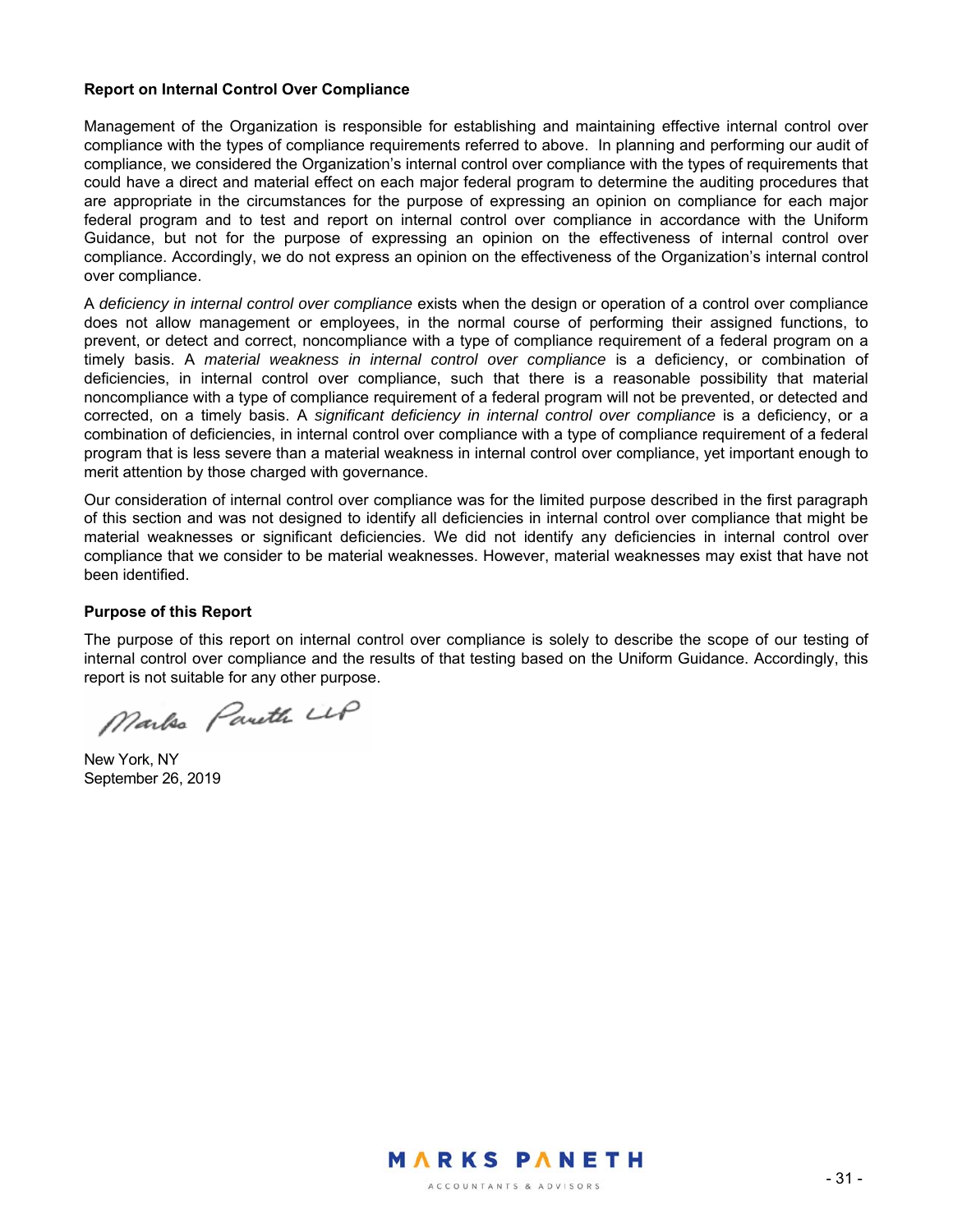**Report on Internal Control Over Compliance**

Management of the Organization is responsible for establishing and maintaining effective internal control over compliance with the types of compliance requirements referred to above. In planning and performing our audit of compliance, we considered the Organization's internal control over compliance with the types of requirements that could have a direct and material effect on each major federal program to determine the auditing procedures that are appropriate in the circumstances for the purpose of expressing an opinion on compliance for each major federal program and to test and report on internal control over compliance in accordance with the Uniform Guidance, but not for the purpose of expressing an opinion on the effectiveness of internal control over compliance. Accordingly, we do not express an opinion on the effectiveness of the Organization's internal control over compliance.

A *deficiency in internal control over compliance* exists when the design or operation of a control over compliance does not allow management or employees, in the normal course of performing their assigned functions, to prevent, or detect and correct, noncompliance with a type of compliance requirement of a federal program on a timely basis. A *material weakness in internal control over compliance* is a deficiency, or combination of deficiencies, in internal control over compliance, such that there is a reasonable possibility that material noncompliance with a type of compliance requirement of a federal program will not be prevented, or detected and corrected, on a timely basis. A *significant deficiency in internal control over compliance* is a deficiency, or a combination of deficiencies, in internal control over compliance with a type of compliance requirement of a federal program that is less severe than a material weakness in internal control over compliance, yet important enough to merit attention by those charged with governance.

Our consideration of internal control over compliance was for the limited purpose described in the first paragraph of this section and was not designed to identify all deficiencies in internal control over compliance that might be material weaknesses or significant deficiencies. We did not identify any deficiencies in internal control over compliance that we consider to be material weaknesses. However, material weaknesses may exist that have not been identified.

**Purpose of this Report**

The purpose of this report on internal control over compliance is solely to describe the scope of our testing of internal control over compliance and the results of that testing based on the Uniform Guidance. Accordingly, this report is not suitable for any other purpose.

Marks Paneth LLP

New York, NY
September 26, 2019

MARKS PANETH
ACCOUNTANTS & ADVISORS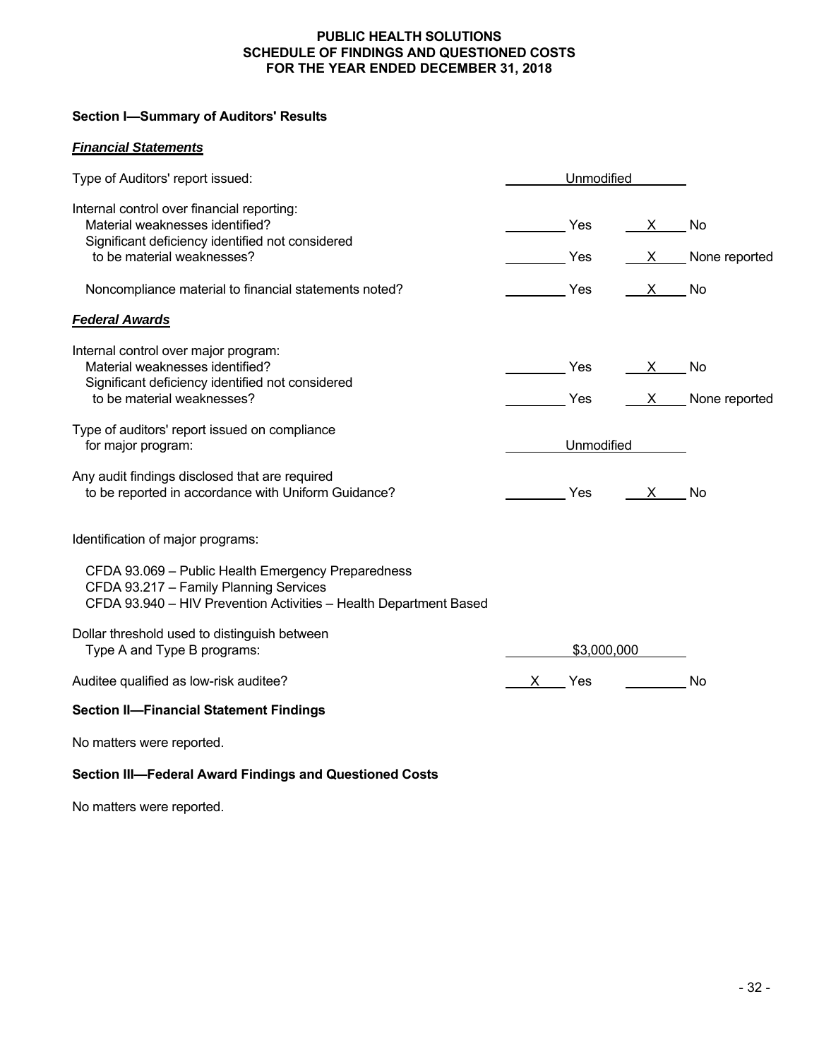# PUBLIC HEALTH SOLUTIONS
## SCHEDULE OF FINDINGS AND QUESTIONED COSTS
## FOR THE YEAR ENDED DECEMBER 31, 2018

### Section I—Summary of Auditors' Results

***Financial Statements***

| | | |
|---|---|---|
| Type of Auditors' report issued: | Unmodified | |
| Internal control over financial reporting: | | |
| Material weaknesses identified? | ____ Yes | X No |
| Significant deficiency identified not considered to be material weaknesses? | ____ Yes | X None reported |
| Noncompliance material to financial statements noted? | ____ Yes | X No |

***Federal Awards***

| | | |
|---|---|---|
| Internal control over major program: | | |
| Material weaknesses identified? | ____ Yes | X No |
| Significant deficiency identified not considered to be material weaknesses? | ____ Yes | X None reported |
| Type of auditors' report issued on compliance for major program: | Unmodified | |
| Any audit findings disclosed that are required to be reported in accordance with Uniform Guidance? | ____ Yes | X No |

Identification of major programs:

CFDA 93.069 – Public Health Emergency Preparedness
CFDA 93.217 – Family Planning Services
CFDA 93.940 – HIV Prevention Activities – Health Department Based

| | | |
|---|---|---|
| Dollar threshold used to distinguish between Type A and Type B programs: | \$3,000,000 | |
| Auditee qualified as low-risk auditee? | X Yes | ____ No |

### Section II—Financial Statement Findings

No matters were reported.

### Section III—Federal Award Findings and Questioned Costs

No matters were reported.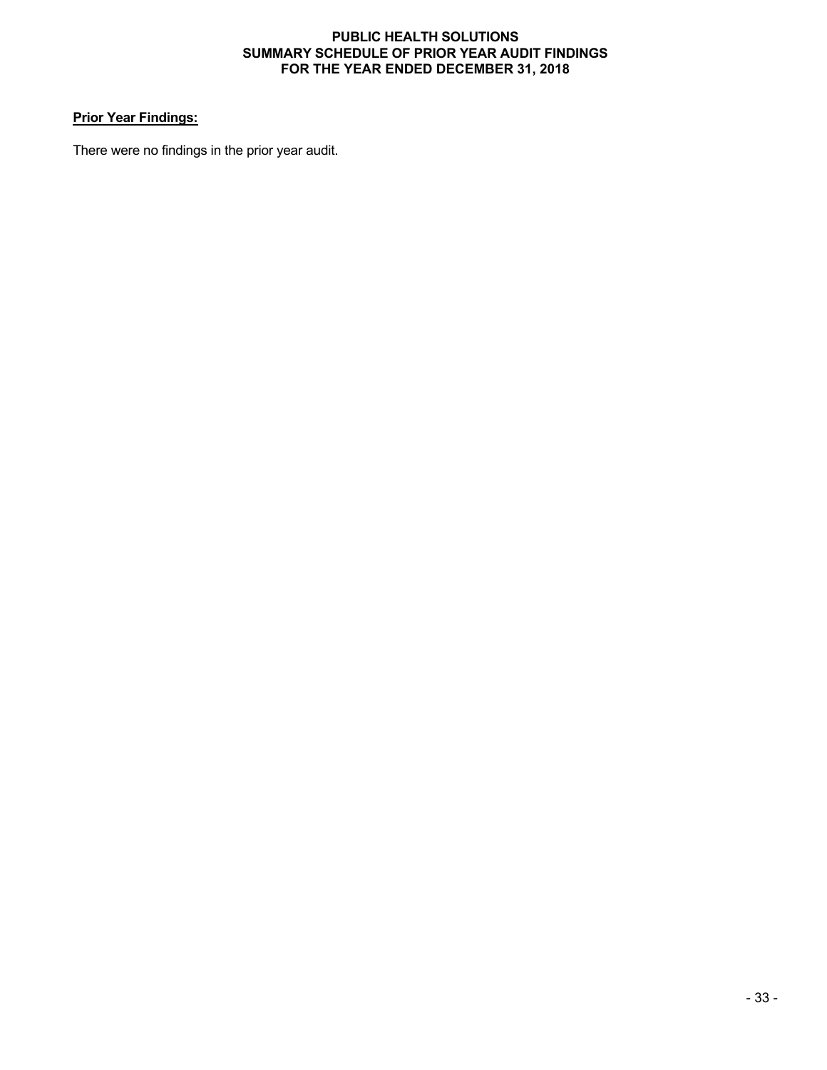# PUBLIC HEALTH SOLUTIONS
## SUMMARY SCHEDULE OF PRIOR YEAR AUDIT FINDINGS
## FOR THE YEAR ENDED DECEMBER 31, 2018

**Prior Year Findings:**

There were no findings in the prior year audit.